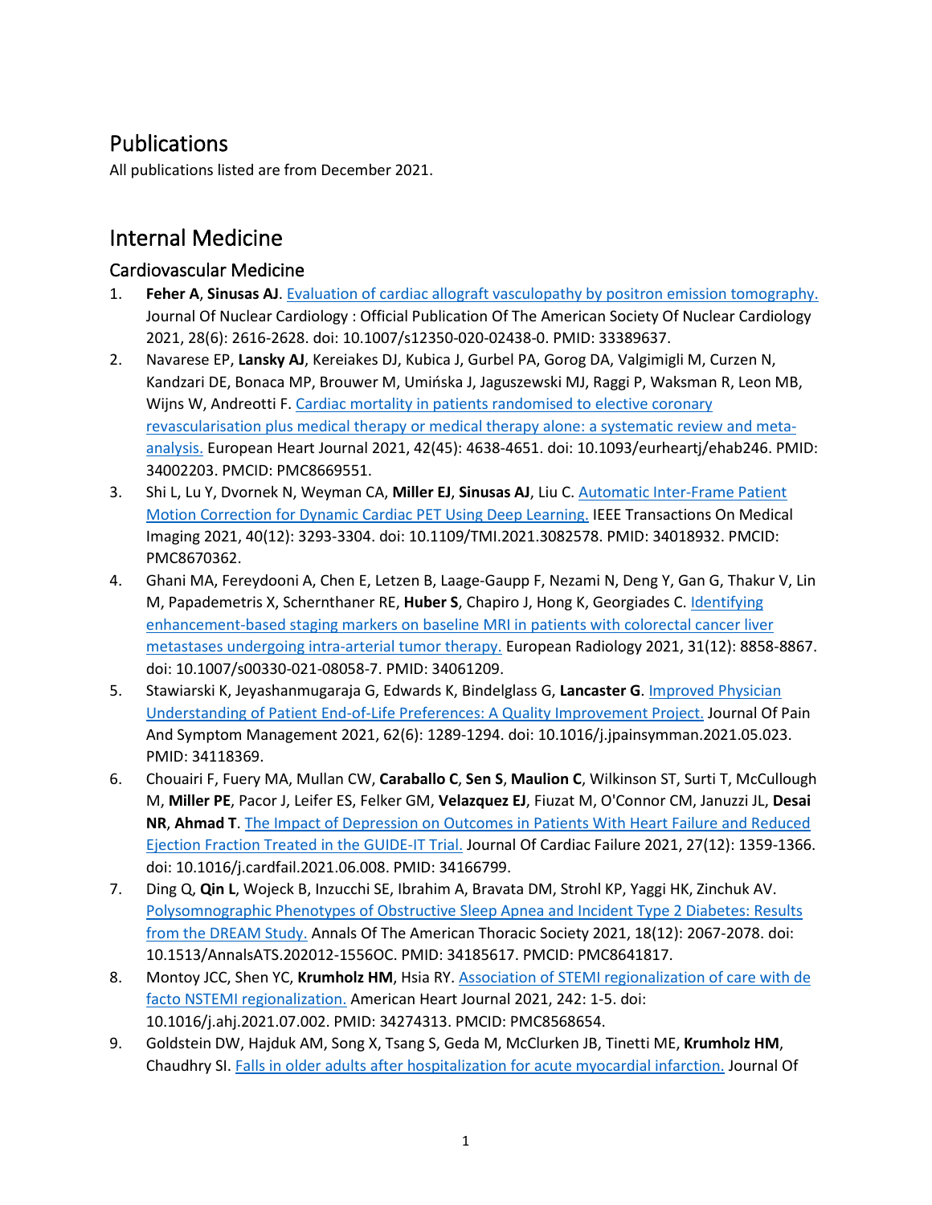# Publications

All publications listed are from December 2021.

# Internal Medicine

## Cardiovascular Medicine

1. **Feher A**, **Sinusas AJ**. [Evaluation of cardiac allograft vasculopathy by positron emission tomography.]() Journal Of Nuclear Cardiology : Official Publication Of The American Society Of Nuclear Cardiology 2021, 28(6): 2616-2628. doi: 10.1007/s12350-020-02438-0. PMID: 33389637.
2. Navarese EP, **Lansky AJ**, Kereiakes DJ, Kubica J, Gurbel PA, Gorog DA, Valgimigli M, Curzen N, Kandzari DE, Bonaca MP, Brouwer M, Umińska J, Jaguszewski MJ, Raggi P, Waksman R, Leon MB, Wijns W, Andreotti F. [Cardiac mortality in patients randomised to elective coronary revascularisation plus medical therapy or medical therapy alone: a systematic review and meta-analysis.]() European Heart Journal 2021, 42(45): 4638-4651. doi: 10.1093/eurheartj/ehab246. PMID: 34002203. PMCID: PMC8669551.
3. Shi L, Lu Y, Dvornek N, Weyman CA, **Miller EJ**, **Sinusas AJ**, Liu C. [Automatic Inter-Frame Patient Motion Correction for Dynamic Cardiac PET Using Deep Learning.]() IEEE Transactions On Medical Imaging 2021, 40(12): 3293-3304. doi: 10.1109/TMI.2021.3082578. PMID: 34018932. PMCID: PMC8670362.
4. Ghani MA, Fereydooni A, Chen E, Letzen B, Laage-Gaupp F, Nezami N, Deng Y, Gan G, Thakur V, Lin M, Papademetris X, Schernthaner RE, **Huber S**, Chapiro J, Hong K, Georgiades C. [Identifying enhancement-based staging markers on baseline MRI in patients with colorectal cancer liver metastases undergoing intra-arterial tumor therapy.]() European Radiology 2021, 31(12): 8858-8867. doi: 10.1007/s00330-021-08058-7. PMID: 34061209.
5. Stawiarski K, Jeyashanmugaraja G, Edwards K, Bindelglass G, **Lancaster G**. [Improved Physician Understanding of Patient End-of-Life Preferences: A Quality Improvement Project.]() Journal Of Pain And Symptom Management 2021, 62(6): 1289-1294. doi: 10.1016/j.jpainsymman.2021.05.023. PMID: 34118369.
6. Chouairi F, Fuery MA, Mullan CW, **Caraballo C**, **Sen S**, **Maulion C**, Wilkinson ST, Surti T, McCullough M, **Miller PE**, Pacor J, Leifer ES, Felker GM, **Velazquez EJ**, Fiuzat M, O'Connor CM, Januzzi JL, **Desai NR**, **Ahmad T**. [The Impact of Depression on Outcomes in Patients With Heart Failure and Reduced Ejection Fraction Treated in the GUIDE-IT Trial.]() Journal Of Cardiac Failure 2021, 27(12): 1359-1366. doi: 10.1016/j.cardfail.2021.06.008. PMID: 34166799.
7. Ding Q, **Qin L**, Wojeck B, Inzucchi SE, Ibrahim A, Bravata DM, Strohl KP, Yaggi HK, Zinchuk AV. [Polysomnographic Phenotypes of Obstructive Sleep Apnea and Incident Type 2 Diabetes: Results from the DREAM Study.]() Annals Of The American Thoracic Society 2021, 18(12): 2067-2078. doi: 10.1513/AnnalsATS.202012-1556OC. PMID: 34185617. PMCID: PMC8641817.
8. Montoy JCC, Shen YC, **Krumholz HM**, Hsia RY. [Association of STEMI regionalization of care with de facto NSTEMI regionalization.]() American Heart Journal 2021, 242: 1-5. doi: 10.1016/j.ahj.2021.07.002. PMID: 34274313. PMCID: PMC8568654.
9. Goldstein DW, Hajduk AM, Song X, Tsang S, Geda M, McClurken JB, Tinetti ME, **Krumholz HM**, Chaudhry SI. [Falls in older adults after hospitalization for acute myocardial infarction.]() Journal Of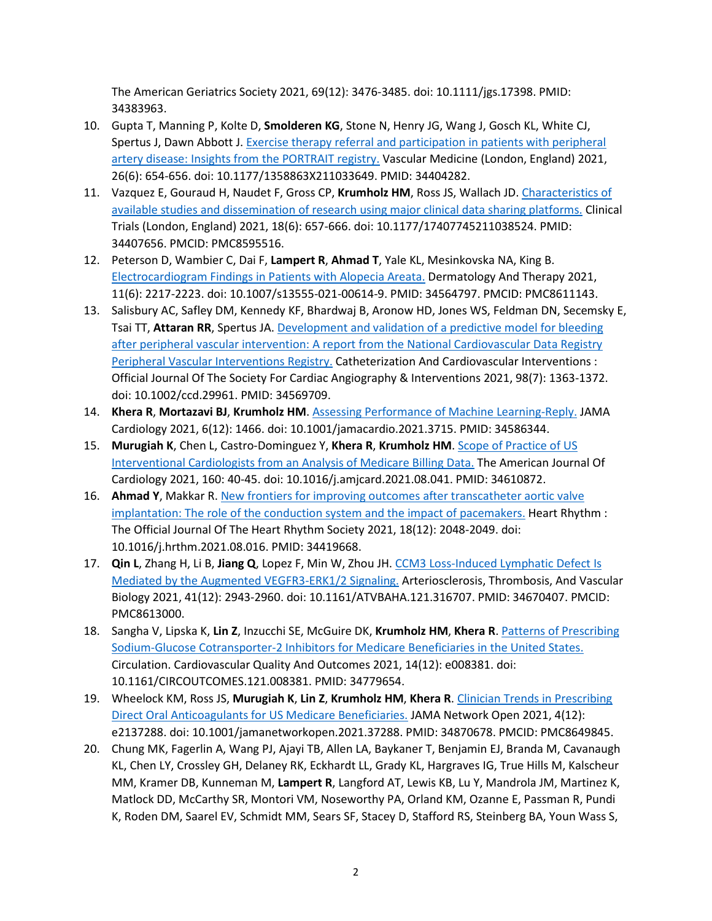The American Geriatrics Society 2021, 69(12): 3476-3485. doi: 10.1111/jgs.17398. PMID: 34383963.

10. Gupta T, Manning P, Kolte D, **Smolderen KG**, Stone N, Henry JG, Wang J, Gosch KL, White CJ, Spertus J, Dawn Abbott J. [Exercise therapy referral and participation in patients with peripheral artery disease: Insights from the PORTRAIT registry.]() Vascular Medicine (London, England) 2021, 26(6): 654-656. doi: 10.1177/1358863X211033649. PMID: 34404282.
11. Vazquez E, Gouraud H, Naudet F, Gross CP, **Krumholz HM**, Ross JS, Wallach JD. [Characteristics of available studies and dissemination of research using major clinical data sharing platforms.]() Clinical Trials (London, England) 2021, 18(6): 657-666. doi: 10.1177/17407745211038524. PMID: 34407656. PMCID: PMC8595516.
12. Peterson D, Wambier C, Dai F, **Lampert R**, **Ahmad T**, Yale KL, Mesinkovska NA, King B. [Electrocardiogram Findings in Patients with Alopecia Areata.]() Dermatology And Therapy 2021, 11(6): 2217-2223. doi: 10.1007/s13555-021-00614-9. PMID: 34564797. PMCID: PMC8611143.
13. Salisbury AC, Safley DM, Kennedy KF, Bhardwaj B, Aronow HD, Jones WS, Feldman DN, Secemsky E, Tsai TT, **Attaran RR**, Spertus JA. [Development and validation of a predictive model for bleeding after peripheral vascular intervention: A report from the National Cardiovascular Data Registry Peripheral Vascular Interventions Registry.]() Catheterization And Cardiovascular Interventions : Official Journal Of The Society For Cardiac Angiography & Interventions 2021, 98(7): 1363-1372. doi: 10.1002/ccd.29961. PMID: 34569709.
14. **Khera R**, **Mortazavi BJ**, **Krumholz HM**. [Assessing Performance of Machine Learning-Reply.]() JAMA Cardiology 2021, 6(12): 1466. doi: 10.1001/jamacardio.2021.3715. PMID: 34586344.
15. **Murugiah K**, Chen L, Castro-Dominguez Y, **Khera R**, **Krumholz HM**. [Scope of Practice of US Interventional Cardiologists from an Analysis of Medicare Billing Data.]() The American Journal Of Cardiology 2021, 160: 40-45. doi: 10.1016/j.amjcard.2021.08.041. PMID: 34610872.
16. **Ahmad Y**, Makkar R. [New frontiers for improving outcomes after transcatheter aortic valve implantation: The role of the conduction system and the impact of pacemakers.]() Heart Rhythm : The Official Journal Of The Heart Rhythm Society 2021, 18(12): 2048-2049. doi: 10.1016/j.hrthm.2021.08.016. PMID: 34419668.
17. **Qin L**, Zhang H, Li B, **Jiang Q**, Lopez F, Min W, Zhou JH. [CCM3 Loss-Induced Lymphatic Defect Is Mediated by the Augmented VEGFR3-ERK1/2 Signaling.]() Arteriosclerosis, Thrombosis, And Vascular Biology 2021, 41(12): 2943-2960. doi: 10.1161/ATVBAHA.121.316707. PMID: 34670407. PMCID: PMC8613000.
18. Sangha V, Lipska K, **Lin Z**, Inzucchi SE, McGuire DK, **Krumholz HM**, **Khera R**. [Patterns of Prescribing Sodium-Glucose Cotransporter-2 Inhibitors for Medicare Beneficiaries in the United States.]() Circulation. Cardiovascular Quality And Outcomes 2021, 14(12): e008381. doi: 10.1161/CIRCOUTCOMES.121.008381. PMID: 34779654.
19. Wheelock KM, Ross JS, **Murugiah K**, **Lin Z**, **Krumholz HM**, **Khera R**. [Clinician Trends in Prescribing Direct Oral Anticoagulants for US Medicare Beneficiaries.]() JAMA Network Open 2021, 4(12): e2137288. doi: 10.1001/jamanetworkopen.2021.37288. PMID: 34870678. PMCID: PMC8649845.
20. Chung MK, Fagerlin A, Wang PJ, Ajayi TB, Allen LA, Baykaner T, Benjamin EJ, Branda M, Cavanaugh KL, Chen LY, Crossley GH, Delaney RK, Eckhardt LL, Grady KL, Hargraves IG, True Hills M, Kalscheur MM, Kramer DB, Kunneman M, **Lampert R**, Langford AT, Lewis KB, Lu Y, Mandrola JM, Martinez K, Matlock DD, McCarthy SR, Montori VM, Noseworthy PA, Orland KM, Ozanne E, Passman R, Pundi K, Roden DM, Saarel EV, Schmidt MM, Sears SF, Stacey D, Stafford RS, Steinberg BA, Youn Wass S,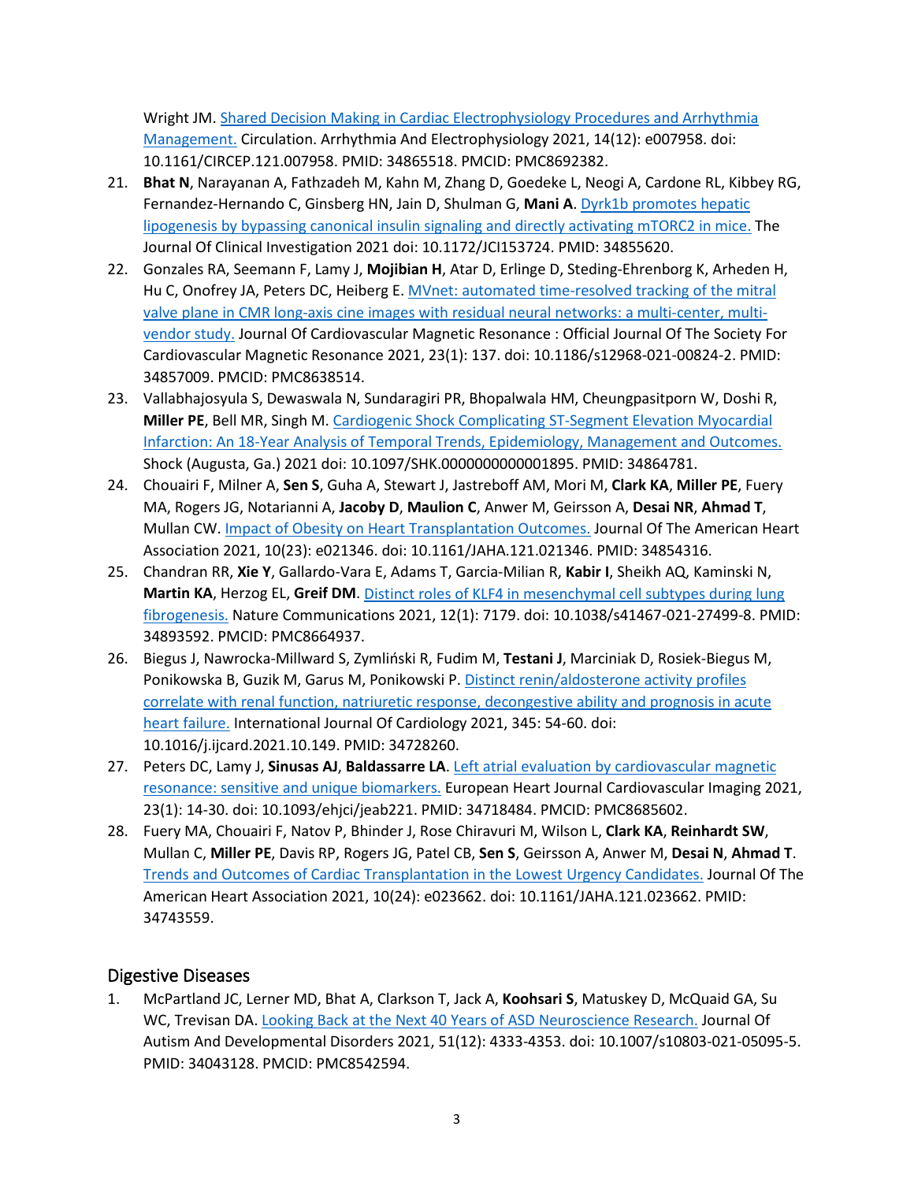Wright JM. [Shared Decision Making in Cardiac Electrophysiology Procedures and Arrhythmia Management.]() Circulation. Arrhythmia And Electrophysiology 2021, 14(12): e007958. doi: 10.1161/CIRCEP.121.007958. PMID: 34865518. PMCID: PMC8692382.

21. **Bhat N**, Narayanan A, Fathzadeh M, Kahn M, Zhang D, Goedeke L, Neogi A, Cardone RL, Kibbey RG, Fernandez-Hernando C, Ginsberg HN, Jain D, Shulman G, **Mani A**. [Dyrk1b promotes hepatic lipogenesis by bypassing canonical insulin signaling and directly activating mTORC2 in mice.]() The Journal Of Clinical Investigation 2021 doi: 10.1172/JCI153724. PMID: 34855620.
22. Gonzales RA, Seemann F, Lamy J, **Mojibian H**, Atar D, Erlinge D, Steding-Ehrenborg K, Arheden H, Hu C, Onofrey JA, Peters DC, Heiberg E. [MVnet: automated time-resolved tracking of the mitral valve plane in CMR long-axis cine images with residual neural networks: a multi-center, multi-vendor study.]() Journal Of Cardiovascular Magnetic Resonance : Official Journal Of The Society For Cardiovascular Magnetic Resonance 2021, 23(1): 137. doi: 10.1186/s12968-021-00824-2. PMID: 34857009. PMCID: PMC8638514.
23. Vallabhajosyula S, Dewaswala N, Sundaragiri PR, Bhopalwala HM, Cheungpasitporn W, Doshi R, **Miller PE**, Bell MR, Singh M. [Cardiogenic Shock Complicating ST-Segment Elevation Myocardial Infarction: An 18-Year Analysis of Temporal Trends, Epidemiology, Management and Outcomes.]() Shock (Augusta, Ga.) 2021 doi: 10.1097/SHK.0000000000001895. PMID: 34864781.
24. Chouairi F, Milner A, **Sen S**, Guha A, Stewart J, Jastreboff AM, Mori M, **Clark KA**, **Miller PE**, Fuery MA, Rogers JG, Notarianni A, **Jacoby D**, **Maulion C**, Anwer M, Geirsson A, **Desai NR**, **Ahmad T**, Mullan CW. [Impact of Obesity on Heart Transplantation Outcomes.]() Journal Of The American Heart Association 2021, 10(23): e021346. doi: 10.1161/JAHA.121.021346. PMID: 34854316.
25. Chandran RR, **Xie Y**, Gallardo-Vara E, Adams T, Garcia-Milian R, **Kabir I**, Sheikh AQ, Kaminski N, **Martin KA**, Herzog EL, **Greif DM**. [Distinct roles of KLF4 in mesenchymal cell subtypes during lung fibrogenesis.]() Nature Communications 2021, 12(1): 7179. doi: 10.1038/s41467-021-27499-8. PMID: 34893592. PMCID: PMC8664937.
26. Biegus J, Nawrocka-Millward S, Zymliński R, Fudim M, **Testani J**, Marciniak D, Rosiek-Biegus M, Ponikowska B, Guzik M, Garus M, Ponikowski P. [Distinct renin/aldosterone activity profiles correlate with renal function, natriuretic response, decongestive ability and prognosis in acute heart failure.]() International Journal Of Cardiology 2021, 345: 54-60. doi: 10.1016/j.ijcard.2021.10.149. PMID: 34728260.
27. Peters DC, Lamy J, **Sinusas AJ**, **Baldassarre LA**. [Left atrial evaluation by cardiovascular magnetic resonance: sensitive and unique biomarkers.]() European Heart Journal Cardiovascular Imaging 2021, 23(1): 14-30. doi: 10.1093/ehjci/jeab221. PMID: 34718484. PMCID: PMC8685602.
28. Fuery MA, Chouairi F, Natov P, Bhinder J, Rose Chiravuri M, Wilson L, **Clark KA**, **Reinhardt SW**, Mullan C, **Miller PE**, Davis RP, Rogers JG, Patel CB, **Sen S**, Geirsson A, Anwer M, **Desai N**, **Ahmad T**. [Trends and Outcomes of Cardiac Transplantation in the Lowest Urgency Candidates.]() Journal Of The American Heart Association 2021, 10(24): e023662. doi: 10.1161/JAHA.121.023662. PMID: 34743559.

## Digestive Diseases

1. McPartland JC, Lerner MD, Bhat A, Clarkson T, Jack A, **Koohsari S**, Matuskey D, McQuaid GA, Su WC, Trevisan DA. [Looking Back at the Next 40 Years of ASD Neuroscience Research.]() Journal Of Autism And Developmental Disorders 2021, 51(12): 4333-4353. doi: 10.1007/s10803-021-05095-5. PMID: 34043128. PMCID: PMC8542594.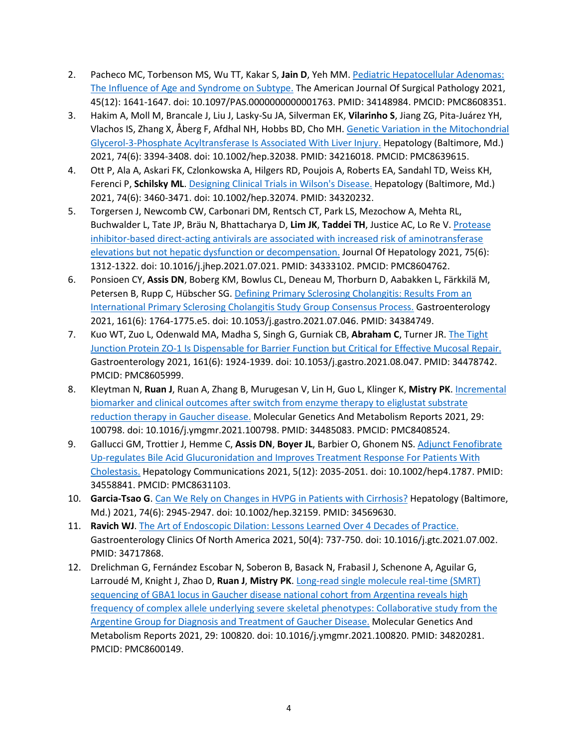2. Pacheco MC, Torbenson MS, Wu TT, Kakar S, **Jain D**, Yeh MM. Pediatric Hepatocellular Adenomas: The Influence of Age and Syndrome on Subtype. The American Journal Of Surgical Pathology 2021, 45(12): 1641-1647. doi: 10.1097/PAS.0000000000001763. PMID: 34148984. PMCID: PMC8608351.
3. Hakim A, Moll M, Brancale J, Liu J, Lasky-Su JA, Silverman EK, **Vilarinho S**, Jiang ZG, Pita-Juárez YH, Vlachos IS, Zhang X, Åberg F, Afdhal NH, Hobbs BD, Cho MH. Genetic Variation in the Mitochondrial Glycerol-3-Phosphate Acyltransferase Is Associated With Liver Injury. Hepatology (Baltimore, Md.) 2021, 74(6): 3394-3408. doi: 10.1002/hep.32038. PMID: 34216018. PMCID: PMC8639615.
4. Ott P, Ala A, Askari FK, Czlonkowska A, Hilgers RD, Poujois A, Roberts EA, Sandahl TD, Weiss KH, Ferenci P, **Schilsky ML**. Designing Clinical Trials in Wilson's Disease. Hepatology (Baltimore, Md.) 2021, 74(6): 3460-3471. doi: 10.1002/hep.32074. PMID: 34320232.
5. Torgersen J, Newcomb CW, Carbonari DM, Rentsch CT, Park LS, Mezochow A, Mehta RL, Buchwalder L, Tate JP, Bräu N, Bhattacharya D, **Lim JK**, **Taddei TH**, Justice AC, Lo Re V. Protease inhibitor-based direct-acting antivirals are associated with increased risk of aminotransferase elevations but not hepatic dysfunction or decompensation. Journal Of Hepatology 2021, 75(6): 1312-1322. doi: 10.1016/j.jhep.2021.07.021. PMID: 34333102. PMCID: PMC8604762.
6. Ponsioen CY, **Assis DN**, Boberg KM, Bowlus CL, Deneau M, Thorburn D, Aabakken L, Färkkilä M, Petersen B, Rupp C, Hübscher SG. Defining Primary Sclerosing Cholangitis: Results From an International Primary Sclerosing Cholangitis Study Group Consensus Process. Gastroenterology 2021, 161(6): 1764-1775.e5. doi: 10.1053/j.gastro.2021.07.046. PMID: 34384749.
7. Kuo WT, Zuo L, Odenwald MA, Madha S, Singh G, Gurniak CB, **Abraham C**, Turner JR. The Tight Junction Protein ZO-1 Is Dispensable for Barrier Function but Critical for Effective Mucosal Repair. Gastroenterology 2021, 161(6): 1924-1939. doi: 10.1053/j.gastro.2021.08.047. PMID: 34478742. PMCID: PMC8605999.
8. Kleytman N, **Ruan J**, Ruan A, Zhang B, Murugesan V, Lin H, Guo L, Klinger K, **Mistry PK**. Incremental biomarker and clinical outcomes after switch from enzyme therapy to eliglustat substrate reduction therapy in Gaucher disease. Molecular Genetics And Metabolism Reports 2021, 29: 100798. doi: 10.1016/j.ymgmr.2021.100798. PMID: 34485083. PMCID: PMC8408524.
9. Gallucci GM, Trottier J, Hemme C, **Assis DN**, **Boyer JL**, Barbier O, Ghonem NS. Adjunct Fenofibrate Up-regulates Bile Acid Glucuronidation and Improves Treatment Response For Patients With Cholestasis. Hepatology Communications 2021, 5(12): 2035-2051. doi: 10.1002/hep4.1787. PMID: 34558841. PMCID: PMC8631103.
10. **Garcia-Tsao G**. Can We Rely on Changes in HVPG in Patients with Cirrhosis? Hepatology (Baltimore, Md.) 2021, 74(6): 2945-2947. doi: 10.1002/hep.32159. PMID: 34569630.
11. **Ravich WJ**. The Art of Endoscopic Dilation: Lessons Learned Over 4 Decades of Practice. Gastroenterology Clinics Of North America 2021, 50(4): 737-750. doi: 10.1016/j.gtc.2021.07.002. PMID: 34717868.
12. Drelichman G, Fernández Escobar N, Soberon B, Basack N, Frabasil J, Schenone A, Aguilar G, Larroudé M, Knight J, Zhao D, **Ruan J**, **Mistry PK**. Long-read single molecule real-time (SMRT) sequencing of GBA1 locus in Gaucher disease national cohort from Argentina reveals high frequency of complex allele underlying severe skeletal phenotypes: Collaborative study from the Argentine Group for Diagnosis and Treatment of Gaucher Disease. Molecular Genetics And Metabolism Reports 2021, 29: 100820. doi: 10.1016/j.ymgmr.2021.100820. PMID: 34820281. PMCID: PMC8600149.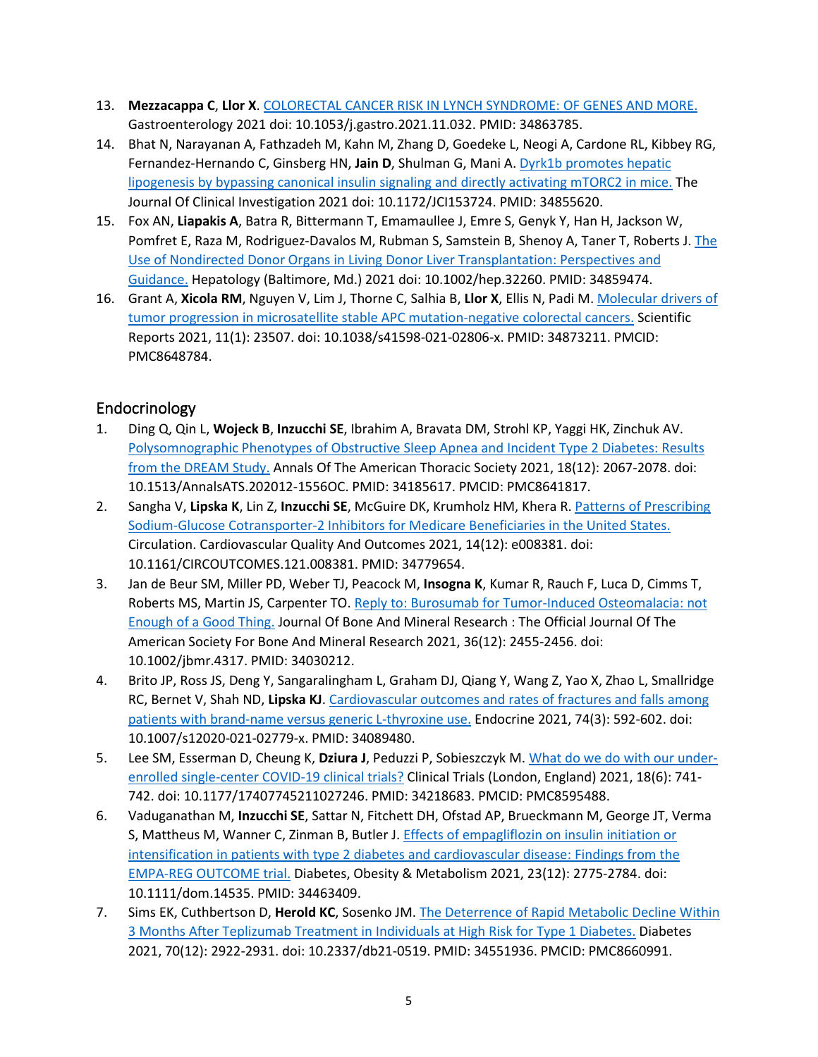13. **Mezzacappa C**, **Llor X**. [COLORECTAL CANCER RISK IN LYNCH SYNDROME: OF GENES AND MORE.](#) Gastroenterology 2021 doi: 10.1053/j.gastro.2021.11.032. PMID: 34863785.
14. Bhat N, Narayanan A, Fathzadeh M, Kahn M, Zhang D, Goedeke L, Neogi A, Cardone RL, Kibbey RG, Fernandez-Hernando C, Ginsberg HN, **Jain D**, Shulman G, Mani A. [Dyrk1b promotes hepatic lipogenesis by bypassing canonical insulin signaling and directly activating mTORC2 in mice.](#) The Journal Of Clinical Investigation 2021 doi: 10.1172/JCI153724. PMID: 34855620.
15. Fox AN, **Liapakis A**, Batra R, Bittermann T, Emamaullee J, Emre S, Genyk Y, Han H, Jackson W, Pomfret E, Raza M, Rodriguez-Davalos M, Rubman S, Samstein B, Shenoy A, Taner T, Roberts J. [The Use of Nondirected Donor Organs in Living Donor Liver Transplantation: Perspectives and Guidance.](#) Hepatology (Baltimore, Md.) 2021 doi: 10.1002/hep.32260. PMID: 34859474.
16. Grant A, **Xicola RM**, Nguyen V, Lim J, Thorne C, Salhia B, **Llor X**, Ellis N, Padi M. [Molecular drivers of tumor progression in microsatellite stable APC mutation-negative colorectal cancers.](#) Scientific Reports 2021, 11(1): 23507. doi: 10.1038/s41598-021-02806-x. PMID: 34873211. PMCID: PMC8648784.

## Endocrinology

1. Ding Q, Qin L, **Wojeck B**, **Inzucchi SE**, Ibrahim A, Bravata DM, Strohl KP, Yaggi HK, Zinchuk AV. [Polysomnographic Phenotypes of Obstructive Sleep Apnea and Incident Type 2 Diabetes: Results from the DREAM Study.](#) Annals Of The American Thoracic Society 2021, 18(12): 2067-2078. doi: 10.1513/AnnalsATS.202012-1556OC. PMID: 34185617. PMCID: PMC8641817.
2. Sangha V, **Lipska K**, Lin Z, **Inzucchi SE**, McGuire DK, Krumholz HM, Khera R. [Patterns of Prescribing Sodium-Glucose Cotransporter-2 Inhibitors for Medicare Beneficiaries in the United States.](#) Circulation. Cardiovascular Quality And Outcomes 2021, 14(12): e008381. doi: 10.1161/CIRCOUTCOMES.121.008381. PMID: 34779654.
3. Jan de Beur SM, Miller PD, Weber TJ, Peacock M, **Insogna K**, Kumar R, Rauch F, Luca D, Cimms T, Roberts MS, Martin JS, Carpenter TO. [Reply to: Burosumab for Tumor-Induced Osteomalacia: not Enough of a Good Thing.](#) Journal Of Bone And Mineral Research : The Official Journal Of The American Society For Bone And Mineral Research 2021, 36(12): 2455-2456. doi: 10.1002/jbmr.4317. PMID: 34030212.
4. Brito JP, Ross JS, Deng Y, Sangaralingham L, Graham DJ, Qiang Y, Wang Z, Yao X, Zhao L, Smallridge RC, Bernet V, Shah ND, **Lipska KJ**. [Cardiovascular outcomes and rates of fractures and falls among patients with brand-name versus generic L-thyroxine use.](#) Endocrine 2021, 74(3): 592-602. doi: 10.1007/s12020-021-02779-x. PMID: 34089480.
5. Lee SM, Esserman D, Cheung K, **Dziura J**, Peduzzi P, Sobieszczyk M. [What do we do with our under-enrolled single-center COVID-19 clinical trials?](#) Clinical Trials (London, England) 2021, 18(6): 741-742. doi: 10.1177/17407745211027246. PMID: 34218683. PMCID: PMC8595488.
6. Vaduganathan M, **Inzucchi SE**, Sattar N, Fitchett DH, Ofstad AP, Brueckmann M, George JT, Verma S, Mattheus M, Wanner C, Zinman B, Butler J. [Effects of empagliflozin on insulin initiation or intensification in patients with type 2 diabetes and cardiovascular disease: Findings from the EMPA-REG OUTCOME trial.](#) Diabetes, Obesity & Metabolism 2021, 23(12): 2775-2784. doi: 10.1111/dom.14535. PMID: 34463409.
7. Sims EK, Cuthbertson D, **Herold KC**, Sosenko JM. [The Deterrence of Rapid Metabolic Decline Within 3 Months After Teplizumab Treatment in Individuals at High Risk for Type 1 Diabetes.](#) Diabetes 2021, 70(12): 2922-2931. doi: 10.2337/db21-0519. PMID: 34551936. PMCID: PMC8660991.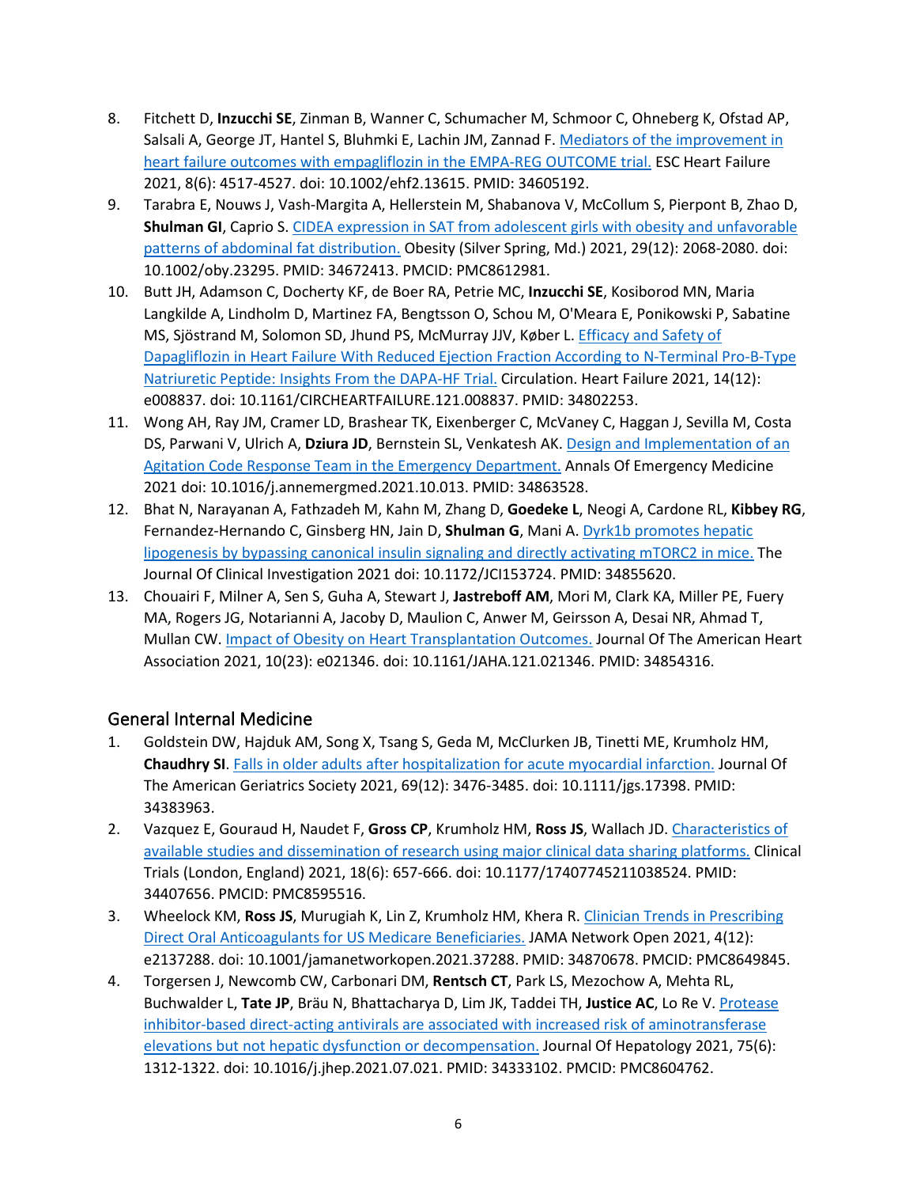8. Fitchett D, **Inzucchi SE**, Zinman B, Wanner C, Schumacher M, Schmoor C, Ohneberg K, Ofstad AP, Salsali A, George JT, Hantel S, Bluhmki E, Lachin JM, Zannad F. Mediators of the improvement in heart failure outcomes with empagliflozin in the EMPA-REG OUTCOME trial. ESC Heart Failure 2021, 8(6): 4517-4527. doi: 10.1002/ehf2.13615. PMID: 34605192.
9. Tarabra E, Nouws J, Vash-Margita A, Hellerstein M, Shabanova V, McCollum S, Pierpont B, Zhao D, **Shulman GI**, Caprio S. CIDEA expression in SAT from adolescent girls with obesity and unfavorable patterns of abdominal fat distribution. Obesity (Silver Spring, Md.) 2021, 29(12): 2068-2080. doi: 10.1002/oby.23295. PMID: 34672413. PMCID: PMC8612981.
10. Butt JH, Adamson C, Docherty KF, de Boer RA, Petrie MC, **Inzucchi SE**, Kosiborod MN, Maria Langkilde A, Lindholm D, Martinez FA, Bengtsson O, Schou M, O'Meara E, Ponikowski P, Sabatine MS, Sjöstrand M, Solomon SD, Jhund PS, McMurray JJV, Køber L. Efficacy and Safety of Dapagliflozin in Heart Failure With Reduced Ejection Fraction According to N-Terminal Pro-B-Type Natriuretic Peptide: Insights From the DAPA-HF Trial. Circulation. Heart Failure 2021, 14(12): e008837. doi: 10.1161/CIRCHEARTFAILURE.121.008837. PMID: 34802253.
11. Wong AH, Ray JM, Cramer LD, Brashear TK, Eixenberger C, McVaney C, Haggan J, Sevilla M, Costa DS, Parwani V, Ulrich A, **Dziura JD**, Bernstein SL, Venkatesh AK. Design and Implementation of an Agitation Code Response Team in the Emergency Department. Annals Of Emergency Medicine 2021 doi: 10.1016/j.annemergmed.2021.10.013. PMID: 34863528.
12. Bhat N, Narayanan A, Fathzadeh M, Kahn M, Zhang D, **Goedeke L**, Neogi A, Cardone RL, **Kibbey RG**, Fernandez-Hernando C, Ginsberg HN, Jain D, **Shulman G**, Mani A. Dyrk1b promotes hepatic lipogenesis by bypassing canonical insulin signaling and directly activating mTORC2 in mice. The Journal Of Clinical Investigation 2021 doi: 10.1172/JCI153724. PMID: 34855620.
13. Chouairi F, Milner A, Sen S, Guha A, Stewart J, **Jastreboff AM**, Mori M, Clark KA, Miller PE, Fuery MA, Rogers JG, Notarianni A, Jacoby D, Maulion C, Anwer M, Geirsson A, Desai NR, Ahmad T, Mullan CW. Impact of Obesity on Heart Transplantation Outcomes. Journal Of The American Heart Association 2021, 10(23): e021346. doi: 10.1161/JAHA.121.021346. PMID: 34854316.

## General Internal Medicine

1. Goldstein DW, Hajduk AM, Song X, Tsang S, Geda M, McClurken JB, Tinetti ME, Krumholz HM, **Chaudhry SI**. Falls in older adults after hospitalization for acute myocardial infarction. Journal Of The American Geriatrics Society 2021, 69(12): 3476-3485. doi: 10.1111/jgs.17398. PMID: 34383963.
2. Vazquez E, Gouraud H, Naudet F, **Gross CP**, Krumholz HM, **Ross JS**, Wallach JD. Characteristics of available studies and dissemination of research using major clinical data sharing platforms. Clinical Trials (London, England) 2021, 18(6): 657-666. doi: 10.1177/17407745211038524. PMID: 34407656. PMCID: PMC8595516.
3. Wheelock KM, **Ross JS**, Murugiah K, Lin Z, Krumholz HM, Khera R. Clinician Trends in Prescribing Direct Oral Anticoagulants for US Medicare Beneficiaries. JAMA Network Open 2021, 4(12): e2137288. doi: 10.1001/jamanetworkopen.2021.37288. PMID: 34870678. PMCID: PMC8649845.
4. Torgersen J, Newcomb CW, Carbonari DM, **Rentsch CT**, Park LS, Mezochow A, Mehta RL, Buchwalder L, **Tate JP**, Bräu N, Bhattacharya D, Lim JK, Taddei TH, **Justice AC**, Lo Re V. Protease inhibitor-based direct-acting antivirals are associated with increased risk of aminotransferase elevations but not hepatic dysfunction or decompensation. Journal Of Hepatology 2021, 75(6): 1312-1322. doi: 10.1016/j.jhep.2021.07.021. PMID: 34333102. PMCID: PMC8604762.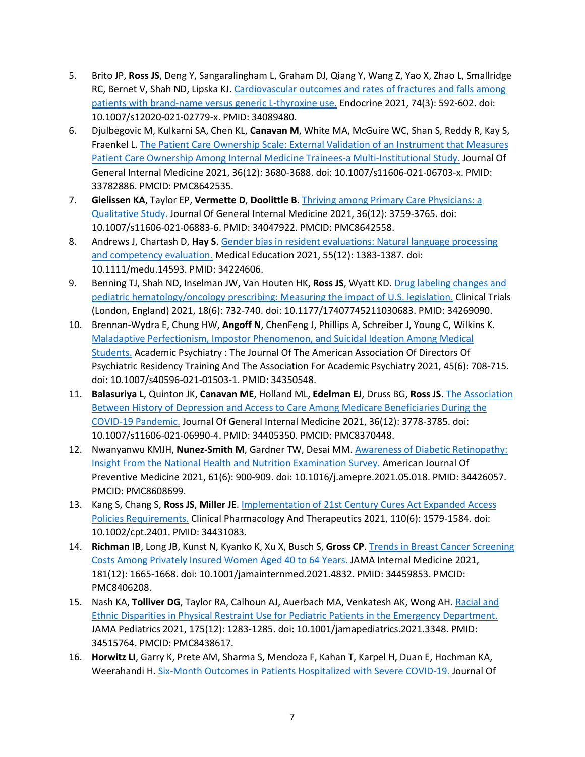5. Brito JP, **Ross JS**, Deng Y, Sangaralingham L, Graham DJ, Qiang Y, Wang Z, Yao X, Zhao L, Smallridge RC, Bernet V, Shah ND, Lipska KJ. Cardiovascular outcomes and rates of fractures and falls among patients with brand-name versus generic L-thyroxine use. Endocrine 2021, 74(3): 592-602. doi: 10.1007/s12020-021-02779-x. PMID: 34089480.
6. Djulbegovic M, Kulkarni SA, Chen KL, **Canavan M**, White MA, McGuire WC, Shan S, Reddy R, Kay S, Fraenkel L. The Patient Care Ownership Scale: External Validation of an Instrument that Measures Patient Care Ownership Among Internal Medicine Trainees-a Multi-Institutional Study. Journal Of General Internal Medicine 2021, 36(12): 3680-3688. doi: 10.1007/s11606-021-06703-x. PMID: 33782886. PMCID: PMC8642535.
7. **Gielissen KA**, Taylor EP, **Vermette D**, **Doolittle B**. Thriving among Primary Care Physicians: a Qualitative Study. Journal Of General Internal Medicine 2021, 36(12): 3759-3765. doi: 10.1007/s11606-021-06883-6. PMID: 34047922. PMCID: PMC8642558.
8. Andrews J, Chartash D, **Hay S**. Gender bias in resident evaluations: Natural language processing and competency evaluation. Medical Education 2021, 55(12): 1383-1387. doi: 10.1111/medu.14593. PMID: 34224606.
9. Benning TJ, Shah ND, Inselman JW, Van Houten HK, **Ross JS**, Wyatt KD. Drug labeling changes and pediatric hematology/oncology prescribing: Measuring the impact of U.S. legislation. Clinical Trials (London, England) 2021, 18(6): 732-740. doi: 10.1177/17407745211030683. PMID: 34269090.
10. Brennan-Wydra E, Chung HW, **Angoff N**, ChenFeng J, Phillips A, Schreiber J, Young C, Wilkins K. Maladaptive Perfectionism, Impostor Phenomenon, and Suicidal Ideation Among Medical Students. Academic Psychiatry : The Journal Of The American Association Of Directors Of Psychiatric Residency Training And The Association For Academic Psychiatry 2021, 45(6): 708-715. doi: 10.1007/s40596-021-01503-1. PMID: 34350548.
11. **Balasuriya L**, Quinton JK, **Canavan ME**, Holland ML, **Edelman EJ**, Druss BG, **Ross JS**. The Association Between History of Depression and Access to Care Among Medicare Beneficiaries During the COVID-19 Pandemic. Journal Of General Internal Medicine 2021, 36(12): 3778-3785. doi: 10.1007/s11606-021-06990-4. PMID: 34405350. PMCID: PMC8370448.
12. Nwanyanwu KMJH, **Nunez-Smith M**, Gardner TW, Desai MM. Awareness of Diabetic Retinopathy: Insight From the National Health and Nutrition Examination Survey. American Journal Of Preventive Medicine 2021, 61(6): 900-909. doi: 10.1016/j.amepre.2021.05.018. PMID: 34426057. PMCID: PMC8608699.
13. Kang S, Chang S, **Ross JS**, **Miller JE**. Implementation of 21st Century Cures Act Expanded Access Policies Requirements. Clinical Pharmacology And Therapeutics 2021, 110(6): 1579-1584. doi: 10.1002/cpt.2401. PMID: 34431083.
14. **Richman IB**, Long JB, Kunst N, Kyanko K, Xu X, Busch S, **Gross CP**. Trends in Breast Cancer Screening Costs Among Privately Insured Women Aged 40 to 64 Years. JAMA Internal Medicine 2021, 181(12): 1665-1668. doi: 10.1001/jamainternmed.2021.4832. PMID: 34459853. PMCID: PMC8406208.
15. Nash KA, **Tolliver DG**, Taylor RA, Calhoun AJ, Auerbach MA, Venkatesh AK, Wong AH. Racial and Ethnic Disparities in Physical Restraint Use for Pediatric Patients in the Emergency Department. JAMA Pediatrics 2021, 175(12): 1283-1285. doi: 10.1001/jamapediatrics.2021.3348. PMID: 34515764. PMCID: PMC8438617.
16. **Horwitz LI**, Garry K, Prete AM, Sharma S, Mendoza F, Kahan T, Karpel H, Duan E, Hochman KA, Weerahandi H. Six-Month Outcomes in Patients Hospitalized with Severe COVID-19. Journal Of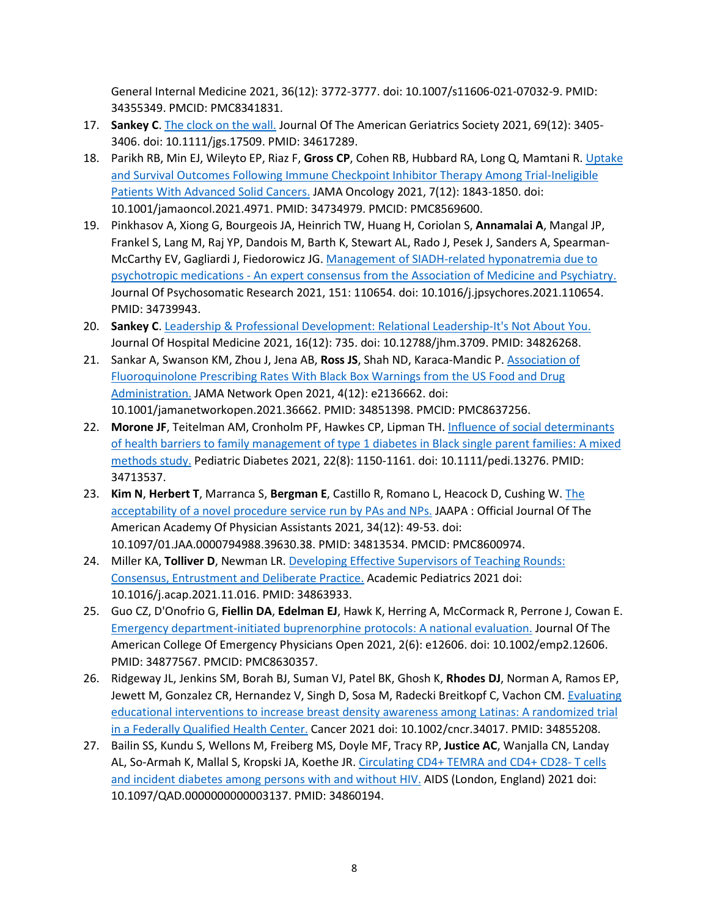General Internal Medicine 2021, 36(12): 3772-3777. doi: 10.1007/s11606-021-07032-9. PMID: 34355349. PMCID: PMC8341831.

17. **Sankey C**. The clock on the wall. Journal Of The American Geriatrics Society 2021, 69(12): 3405-3406. doi: 10.1111/jgs.17509. PMID: 34617289.
18. Parikh RB, Min EJ, Wileyto EP, Riaz F, **Gross CP**, Cohen RB, Hubbard RA, Long Q, Mamtani R. Uptake and Survival Outcomes Following Immune Checkpoint Inhibitor Therapy Among Trial-Ineligible Patients With Advanced Solid Cancers. JAMA Oncology 2021, 7(12): 1843-1850. doi: 10.1001/jamaoncol.2021.4971. PMID: 34734979. PMCID: PMC8569600.
19. Pinkhasov A, Xiong G, Bourgeois JA, Heinrich TW, Huang H, Coriolan S, **Annamalai A**, Mangal JP, Frankel S, Lang M, Raj YP, Dandois M, Barth K, Stewart AL, Rado J, Pesek J, Sanders A, Spearman-McCarthy EV, Gagliardi J, Fiedorowicz JG. Management of SIADH-related hyponatremia due to psychotropic medications - An expert consensus from the Association of Medicine and Psychiatry. Journal Of Psychosomatic Research 2021, 151: 110654. doi: 10.1016/j.jpsychores.2021.110654. PMID: 34739943.
20. **Sankey C**. Leadership & Professional Development: Relational Leadership-It's Not About You. Journal Of Hospital Medicine 2021, 16(12): 735. doi: 10.12788/jhm.3709. PMID: 34826268.
21. Sankar A, Swanson KM, Zhou J, Jena AB, **Ross JS**, Shah ND, Karaca-Mandic P. Association of Fluoroquinolone Prescribing Rates With Black Box Warnings from the US Food and Drug Administration. JAMA Network Open 2021, 4(12): e2136662. doi: 10.1001/jamanetworkopen.2021.36662. PMID: 34851398. PMCID: PMC8637256.
22. **Morone JF**, Teitelman AM, Cronholm PF, Hawkes CP, Lipman TH. Influence of social determinants of health barriers to family management of type 1 diabetes in Black single parent families: A mixed methods study. Pediatric Diabetes 2021, 22(8): 1150-1161. doi: 10.1111/pedi.13276. PMID: 34713537.
23. **Kim N**, **Herbert T**, Marranca S, **Bergman E**, Castillo R, Romano L, Heacock D, Cushing W. The acceptability of a novel procedure service run by PAs and NPs. JAAPA : Official Journal Of The American Academy Of Physician Assistants 2021, 34(12): 49-53. doi: 10.1097/01.JAA.0000794988.39630.38. PMID: 34813534. PMCID: PMC8600974.
24. Miller KA, **Tolliver D**, Newman LR. Developing Effective Supervisors of Teaching Rounds: Consensus, Entrustment and Deliberate Practice. Academic Pediatrics 2021 doi: 10.1016/j.acap.2021.11.016. PMID: 34863933.
25. Guo CZ, D'Onofrio G, **Fiellin DA**, **Edelman EJ**, Hawk K, Herring A, McCormack R, Perrone J, Cowan E. Emergency department-initiated buprenorphine protocols: A national evaluation. Journal Of The American College Of Emergency Physicians Open 2021, 2(6): e12606. doi: 10.1002/emp2.12606. PMID: 34877567. PMCID: PMC8630357.
26. Ridgeway JL, Jenkins SM, Borah BJ, Suman VJ, Patel BK, Ghosh K, **Rhodes DJ**, Norman A, Ramos EP, Jewett M, Gonzalez CR, Hernandez V, Singh D, Sosa M, Radecki Breitkopf C, Vachon CM. Evaluating educational interventions to increase breast density awareness among Latinas: A randomized trial in a Federally Qualified Health Center. Cancer 2021 doi: 10.1002/cncr.34017. PMID: 34855208.
27. Bailin SS, Kundu S, Wellons M, Freiberg MS, Doyle MF, Tracy RP, **Justice AC**, Wanjalla CN, Landay AL, So-Armah K, Mallal S, Kropski JA, Koethe JR. Circulating CD4+ TEMRA and CD4+ CD28- T cells and incident diabetes among persons with and without HIV. AIDS (London, England) 2021 doi: 10.1097/QAD.0000000000003137. PMID: 34860194.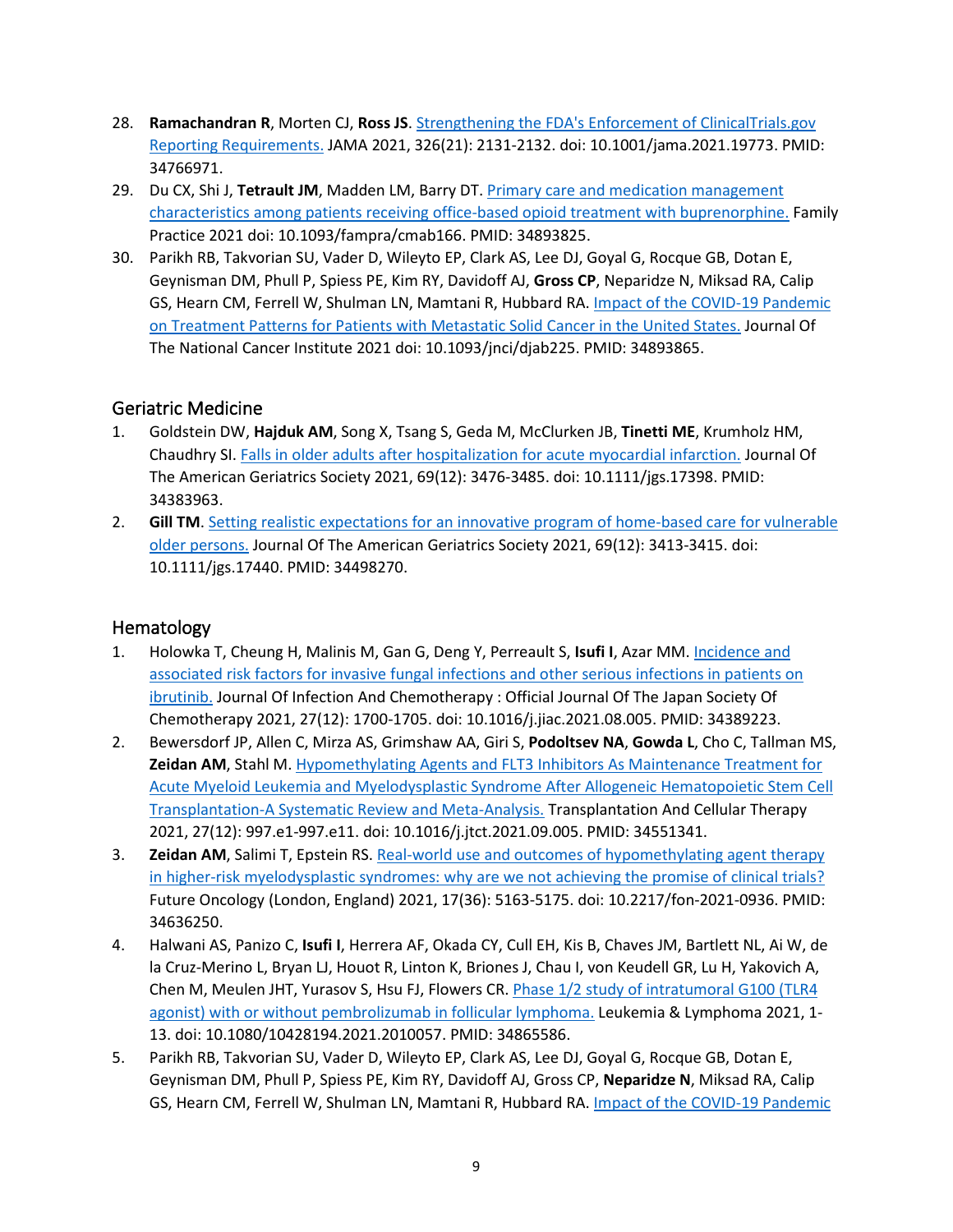28. **Ramachandran R**, Morten CJ, **Ross JS**. [Strengthening the FDA's Enforcement of ClinicalTrials.gov Reporting Requirements.]() JAMA 2021, 326(21): 2131-2132. doi: 10.1001/jama.2021.19773. PMID: 34766971.
29. Du CX, Shi J, **Tetrault JM**, Madden LM, Barry DT. [Primary care and medication management characteristics among patients receiving office-based opioid treatment with buprenorphine.]() Family Practice 2021 doi: 10.1093/fampra/cmab166. PMID: 34893825.
30. Parikh RB, Takvorian SU, Vader D, Wileyto EP, Clark AS, Lee DJ, Goyal G, Rocque GB, Dotan E, Geynisman DM, Phull P, Spiess PE, Kim RY, Davidoff AJ, **Gross CP**, Neparidze N, Miksad RA, Calip GS, Hearn CM, Ferrell W, Shulman LN, Mamtani R, Hubbard RA. [Impact of the COVID-19 Pandemic on Treatment Patterns for Patients with Metastatic Solid Cancer in the United States.]() Journal Of The National Cancer Institute 2021 doi: 10.1093/jnci/djab225. PMID: 34893865.

## Geriatric Medicine

1. Goldstein DW, **Hajduk AM**, Song X, Tsang S, Geda M, McClurken JB, **Tinetti ME**, Krumholz HM, Chaudhry SI. [Falls in older adults after hospitalization for acute myocardial infarction.]() Journal Of The American Geriatrics Society 2021, 69(12): 3476-3485. doi: 10.1111/jgs.17398. PMID: 34383963.
2. **Gill TM**. [Setting realistic expectations for an innovative program of home-based care for vulnerable older persons.]() Journal Of The American Geriatrics Society 2021, 69(12): 3413-3415. doi: 10.1111/jgs.17440. PMID: 34498270.

## Hematology

1. Holowka T, Cheung H, Malinis M, Gan G, Deng Y, Perreault S, **Isufi I**, Azar MM. [Incidence and associated risk factors for invasive fungal infections and other serious infections in patients on ibrutinib.]() Journal Of Infection And Chemotherapy : Official Journal Of The Japan Society Of Chemotherapy 2021, 27(12): 1700-1705. doi: 10.1016/j.jiac.2021.08.005. PMID: 34389223.
2. Bewersdorf JP, Allen C, Mirza AS, Grimshaw AA, Giri S, **Podoltsev NA**, **Gowda L**, Cho C, Tallman MS, **Zeidan AM**, Stahl M. [Hypomethylating Agents and FLT3 Inhibitors As Maintenance Treatment for Acute Myeloid Leukemia and Myelodysplastic Syndrome After Allogeneic Hematopoietic Stem Cell Transplantation-A Systematic Review and Meta-Analysis.]() Transplantation And Cellular Therapy 2021, 27(12): 997.e1-997.e11. doi: 10.1016/j.jtct.2021.09.005. PMID: 34551341.
3. **Zeidan AM**, Salimi T, Epstein RS. [Real-world use and outcomes of hypomethylating agent therapy in higher-risk myelodysplastic syndromes: why are we not achieving the promise of clinical trials?]() Future Oncology (London, England) 2021, 17(36): 5163-5175. doi: 10.2217/fon-2021-0936. PMID: 34636250.
4. Halwani AS, Panizo C, **Isufi I**, Herrera AF, Okada CY, Cull EH, Kis B, Chaves JM, Bartlett NL, Ai W, de la Cruz-Merino L, Bryan LJ, Houot R, Linton K, Briones J, Chau I, von Keudell GR, Lu H, Yakovich A, Chen M, Meulen JHT, Yurasov S, Hsu FJ, Flowers CR. [Phase 1/2 study of intratumoral G100 (TLR4 agonist) with or without pembrolizumab in follicular lymphoma.]() Leukemia & Lymphoma 2021, 1-13. doi: 10.1080/10428194.2021.2010057. PMID: 34865586.
5. Parikh RB, Takvorian SU, Vader D, Wileyto EP, Clark AS, Lee DJ, Goyal G, Rocque GB, Dotan E, Geynisman DM, Phull P, Spiess PE, Kim RY, Davidoff AJ, Gross CP, **Neparidze N**, Miksad RA, Calip GS, Hearn CM, Ferrell W, Shulman LN, Mamtani R, Hubbard RA. [Impact of the COVID-19 Pandemic]()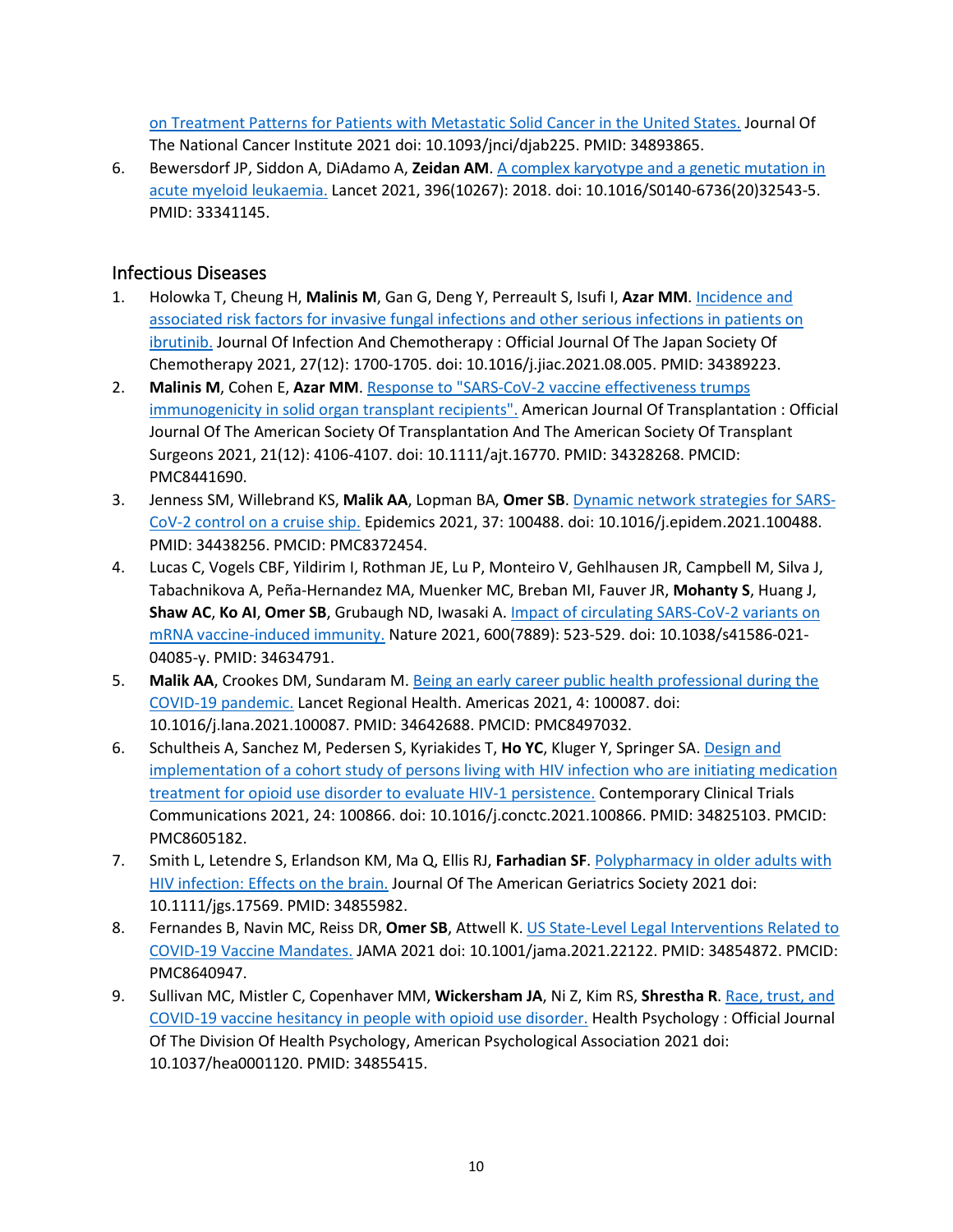on Treatment Patterns for Patients with Metastatic Solid Cancer in the United States. Journal Of The National Cancer Institute 2021 doi: 10.1093/jnci/djab225. PMID: 34893865.

6. Bewersdorf JP, Siddon A, DiAdamo A, **Zeidan AM**. A complex karyotype and a genetic mutation in acute myeloid leukaemia. Lancet 2021, 396(10267): 2018. doi: 10.1016/S0140-6736(20)32543-5. PMID: 33341145.

## Infectious Diseases

1. Holowka T, Cheung H, **Malinis M**, Gan G, Deng Y, Perreault S, Isufi I, **Azar MM**. Incidence and associated risk factors for invasive fungal infections and other serious infections in patients on ibrutinib. Journal Of Infection And Chemotherapy : Official Journal Of The Japan Society Of Chemotherapy 2021, 27(12): 1700-1705. doi: 10.1016/j.jiac.2021.08.005. PMID: 34389223.
2. **Malinis M**, Cohen E, **Azar MM**. Response to "SARS-CoV-2 vaccine effectiveness trumps immunogenicity in solid organ transplant recipients". American Journal Of Transplantation : Official Journal Of The American Society Of Transplantation And The American Society Of Transplant Surgeons 2021, 21(12): 4106-4107. doi: 10.1111/ajt.16770. PMID: 34328268. PMCID: PMC8441690.
3. Jenness SM, Willebrand KS, **Malik AA**, Lopman BA, **Omer SB**. Dynamic network strategies for SARS-CoV-2 control on a cruise ship. Epidemics 2021, 37: 100488. doi: 10.1016/j.epidem.2021.100488. PMID: 34438256. PMCID: PMC8372454.
4. Lucas C, Vogels CBF, Yildirim I, Rothman JE, Lu P, Monteiro V, Gehlhausen JR, Campbell M, Silva J, Tabachnikova A, Peña-Hernandez MA, Muenker MC, Breban MI, Fauver JR, **Mohanty S**, Huang J, **Shaw AC**, **Ko AI**, **Omer SB**, Grubaugh ND, Iwasaki A. Impact of circulating SARS-CoV-2 variants on mRNA vaccine-induced immunity. Nature 2021, 600(7889): 523-529. doi: 10.1038/s41586-021-04085-y. PMID: 34634791.
5. **Malik AA**, Crookes DM, Sundaram M. Being an early career public health professional during the COVID-19 pandemic. Lancet Regional Health. Americas 2021, 4: 100087. doi: 10.1016/j.lana.2021.100087. PMID: 34642688. PMCID: PMC8497032.
6. Schultheis A, Sanchez M, Pedersen S, Kyriakides T, **Ho YC**, Kluger Y, Springer SA. Design and implementation of a cohort study of persons living with HIV infection who are initiating medication treatment for opioid use disorder to evaluate HIV-1 persistence. Contemporary Clinical Trials Communications 2021, 24: 100866. doi: 10.1016/j.conctc.2021.100866. PMID: 34825103. PMCID: PMC8605182.
7. Smith L, Letendre S, Erlandson KM, Ma Q, Ellis RJ, **Farhadian SF**. Polypharmacy in older adults with HIV infection: Effects on the brain. Journal Of The American Geriatrics Society 2021 doi: 10.1111/jgs.17569. PMID: 34855982.
8. Fernandes B, Navin MC, Reiss DR, **Omer SB**, Attwell K. US State-Level Legal Interventions Related to COVID-19 Vaccine Mandates. JAMA 2021 doi: 10.1001/jama.2021.22122. PMID: 34854872. PMCID: PMC8640947.
9. Sullivan MC, Mistler C, Copenhaver MM, **Wickersham JA**, Ni Z, Kim RS, **Shrestha R**. Race, trust, and COVID-19 vaccine hesitancy in people with opioid use disorder. Health Psychology : Official Journal Of The Division Of Health Psychology, American Psychological Association 2021 doi: 10.1037/hea0001120. PMID: 34855415.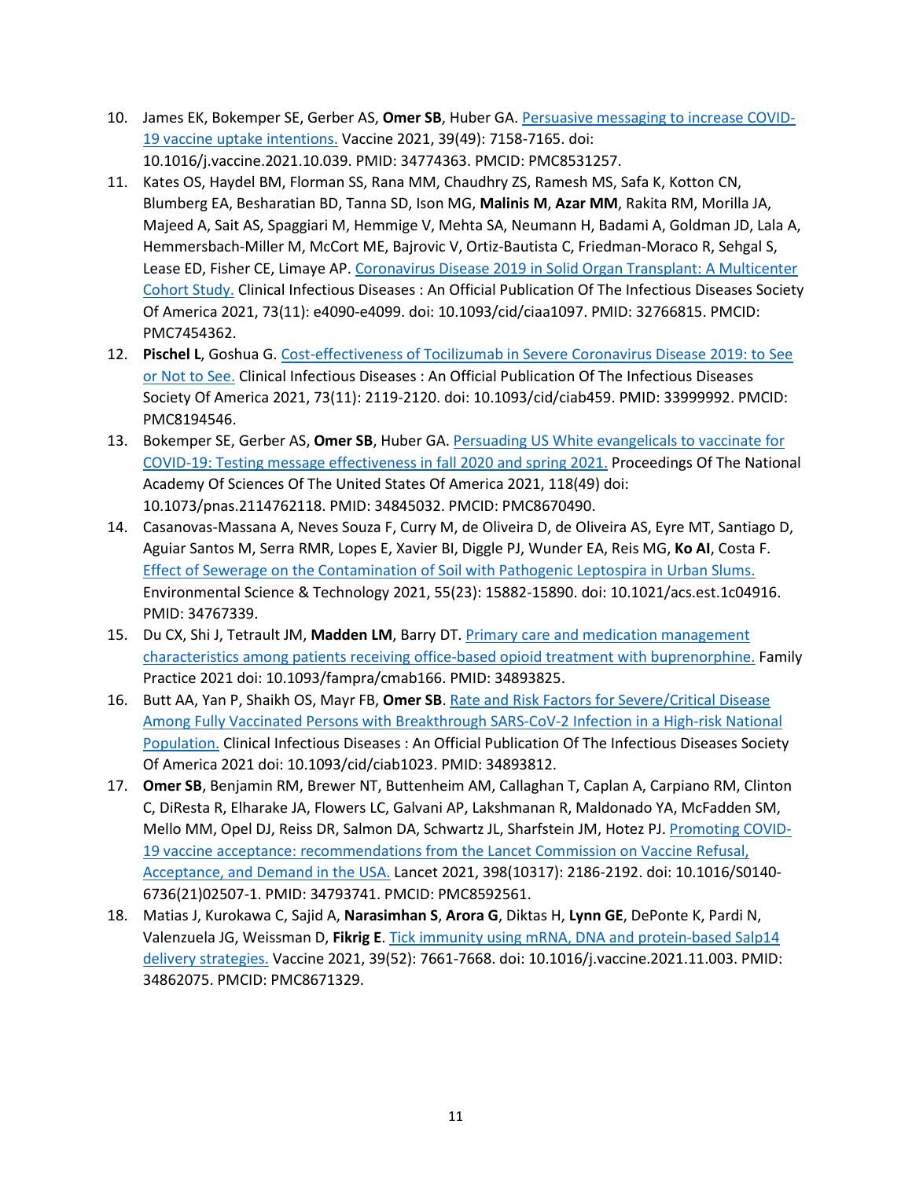10. James EK, Bokemper SE, Gerber AS, **Omer SB**, Huber GA. Persuasive messaging to increase COVID-19 vaccine uptake intentions. Vaccine 2021, 39(49): 7158-7165. doi: 10.1016/j.vaccine.2021.10.039. PMID: 34774363. PMCID: PMC8531257.
11. Kates OS, Haydel BM, Florman SS, Rana MM, Chaudhry ZS, Ramesh MS, Safa K, Kotton CN, Blumberg EA, Besharatian BD, Tanna SD, Ison MG, **Malinis M**, **Azar MM**, Rakita RM, Morilla JA, Majeed A, Sait AS, Spaggiari M, Hemmige V, Mehta SA, Neumann H, Badami A, Goldman JD, Lala A, Hemmersbach-Miller M, McCort ME, Bajrovic V, Ortiz-Bautista C, Friedman-Moraco R, Sehgal S, Lease ED, Fisher CE, Limaye AP. Coronavirus Disease 2019 in Solid Organ Transplant: A Multicenter Cohort Study. Clinical Infectious Diseases : An Official Publication Of The Infectious Diseases Society Of America 2021, 73(11): e4090-e4099. doi: 10.1093/cid/ciaa1097. PMID: 32766815. PMCID: PMC7454362.
12. **Pischel L**, Goshua G. Cost-effectiveness of Tocilizumab in Severe Coronavirus Disease 2019: to See or Not to See. Clinical Infectious Diseases : An Official Publication Of The Infectious Diseases Society Of America 2021, 73(11): 2119-2120. doi: 10.1093/cid/ciab459. PMID: 33999992. PMCID: PMC8194546.
13. Bokemper SE, Gerber AS, **Omer SB**, Huber GA. Persuading US White evangelicals to vaccinate for COVID-19: Testing message effectiveness in fall 2020 and spring 2021. Proceedings Of The National Academy Of Sciences Of The United States Of America 2021, 118(49) doi: 10.1073/pnas.2114762118. PMID: 34845032. PMCID: PMC8670490.
14. Casanovas-Massana A, Neves Souza F, Curry M, de Oliveira D, de Oliveira AS, Eyre MT, Santiago D, Aguiar Santos M, Serra RMR, Lopes E, Xavier BI, Diggle PJ, Wunder EA, Reis MG, **Ko AI**, Costa F. Effect of Sewerage on the Contamination of Soil with Pathogenic Leptospira in Urban Slums. Environmental Science & Technology 2021, 55(23): 15882-15890. doi: 10.1021/acs.est.1c04916. PMID: 34767339.
15. Du CX, Shi J, Tetrault JM, **Madden LM**, Barry DT. Primary care and medication management characteristics among patients receiving office-based opioid treatment with buprenorphine. Family Practice 2021 doi: 10.1093/fampra/cmab166. PMID: 34893825.
16. Butt AA, Yan P, Shaikh OS, Mayr FB, **Omer SB**. Rate and Risk Factors for Severe/Critical Disease Among Fully Vaccinated Persons with Breakthrough SARS-CoV-2 Infection in a High-risk National Population. Clinical Infectious Diseases : An Official Publication Of The Infectious Diseases Society Of America 2021 doi: 10.1093/cid/ciab1023. PMID: 34893812.
17. **Omer SB**, Benjamin RM, Brewer NT, Buttenheim AM, Callaghan T, Caplan A, Carpiano RM, Clinton C, DiResta R, Elharake JA, Flowers LC, Galvani AP, Lakshmanan R, Maldonado YA, McFadden SM, Mello MM, Opel DJ, Reiss DR, Salmon DA, Schwartz JL, Sharfstein JM, Hotez PJ. Promoting COVID-19 vaccine acceptance: recommendations from the Lancet Commission on Vaccine Refusal, Acceptance, and Demand in the USA. Lancet 2021, 398(10317): 2186-2192. doi: 10.1016/S0140-6736(21)02507-1. PMID: 34793741. PMCID: PMC8592561.
18. Matias J, Kurokawa C, Sajid A, **Narasimhan S**, **Arora G**, Diktas H, **Lynn GE**, DePonte K, Pardi N, Valenzuela JG, Weissman D, **Fikrig E**. Tick immunity using mRNA, DNA and protein-based Salp14 delivery strategies. Vaccine 2021, 39(52): 7661-7668. doi: 10.1016/j.vaccine.2021.11.003. PMID: 34862075. PMCID: PMC8671329.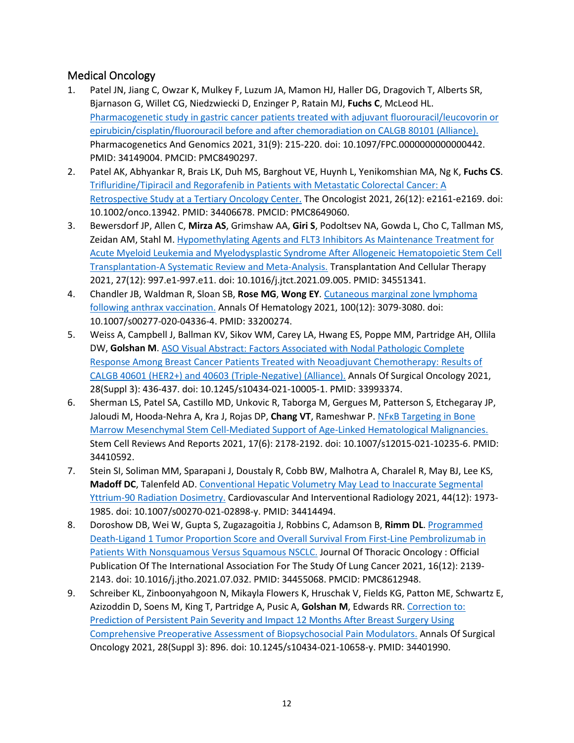## Medical Oncology

1. Patel JN, Jiang C, Owzar K, Mulkey F, Luzum JA, Mamon HJ, Haller DG, Dragovich T, Alberts SR, Bjarnason G, Willet CG, Niedzwiecki D, Enzinger P, Ratain MJ, **Fuchs C**, McLeod HL. Pharmacogenetic study in gastric cancer patients treated with adjuvant fluorouracil/leucovorin or epirubicin/cisplatin/fluorouracil before and after chemoradiation on CALGB 80101 (Alliance). Pharmacogenetics And Genomics 2021, 31(9): 215-220. doi: 10.1097/FPC.0000000000000442. PMID: 34149004. PMCID: PMC8490297.
2. Patel AK, Abhyankar R, Brais LK, Duh MS, Barghout VE, Huynh L, Yenikomshian MA, Ng K, **Fuchs CS**. Trifluridine/Tipiracil and Regorafenib in Patients with Metastatic Colorectal Cancer: A Retrospective Study at a Tertiary Oncology Center. The Oncologist 2021, 26(12): e2161-e2169. doi: 10.1002/onco.13942. PMID: 34406678. PMCID: PMC8649060.
3. Bewersdorf JP, Allen C, **Mirza AS**, Grimshaw AA, **Giri S**, Podoltsev NA, Gowda L, Cho C, Tallman MS, Zeidan AM, Stahl M. Hypomethylating Agents and FLT3 Inhibitors As Maintenance Treatment for Acute Myeloid Leukemia and Myelodysplastic Syndrome After Allogeneic Hematopoietic Stem Cell Transplantation-A Systematic Review and Meta-Analysis. Transplantation And Cellular Therapy 2021, 27(12): 997.e1-997.e11. doi: 10.1016/j.jtct.2021.09.005. PMID: 34551341.
4. Chandler JB, Waldman R, Sloan SB, **Rose MG**, **Wong EY**. Cutaneous marginal zone lymphoma following anthrax vaccination. Annals Of Hematology 2021, 100(12): 3079-3080. doi: 10.1007/s00277-020-04336-4. PMID: 33200274.
5. Weiss A, Campbell J, Ballman KV, Sikov WM, Carey LA, Hwang ES, Poppe MM, Partridge AH, Ollila DW, **Golshan M**. ASO Visual Abstract: Factors Associated with Nodal Pathologic Complete Response Among Breast Cancer Patients Treated with Neoadjuvant Chemotherapy: Results of CALGB 40601 (HER2+) and 40603 (Triple-Negative) (Alliance). Annals Of Surgical Oncology 2021, 28(Suppl 3): 436-437. doi: 10.1245/s10434-021-10005-1. PMID: 33993374.
6. Sherman LS, Patel SA, Castillo MD, Unkovic R, Taborga M, Gergues M, Patterson S, Etchegaray JP, Jaloudi M, Hooda-Nehra A, Kra J, Rojas DP, **Chang VT**, Rameshwar P. NFκB Targeting in Bone Marrow Mesenchymal Stem Cell-Mediated Support of Age-Linked Hematological Malignancies. Stem Cell Reviews And Reports 2021, 17(6): 2178-2192. doi: 10.1007/s12015-021-10235-6. PMID: 34410592.
7. Stein SI, Soliman MM, Sparapani J, Doustaly R, Cobb BW, Malhotra A, Charalel R, May BJ, Lee KS, **Madoff DC**, Talenfeld AD. Conventional Hepatic Volumetry May Lead to Inaccurate Segmental Yttrium-90 Radiation Dosimetry. Cardiovascular And Interventional Radiology 2021, 44(12): 1973-1985. doi: 10.1007/s00270-021-02898-y. PMID: 34414494.
8. Doroshow DB, Wei W, Gupta S, Zugazagoitia J, Robbins C, Adamson B, **Rimm DL**. Programmed Death-Ligand 1 Tumor Proportion Score and Overall Survival From First-Line Pembrolizumab in Patients With Nonsquamous Versus Squamous NSCLC. Journal Of Thoracic Oncology : Official Publication Of The International Association For The Study Of Lung Cancer 2021, 16(12): 2139-2143. doi: 10.1016/j.jtho.2021.07.032. PMID: 34455068. PMCID: PMC8612948.
9. Schreiber KL, Zinboonyahgoon N, Mikayla Flowers K, Hruschak V, Fields KG, Patton ME, Schwartz E, Azizoddin D, Soens M, King T, Partridge A, Pusic A, **Golshan M**, Edwards RR. Correction to: Prediction of Persistent Pain Severity and Impact 12 Months After Breast Surgery Using Comprehensive Preoperative Assessment of Biopsychosocial Pain Modulators. Annals Of Surgical Oncology 2021, 28(Suppl 3): 896. doi: 10.1245/s10434-021-10658-y. PMID: 34401990.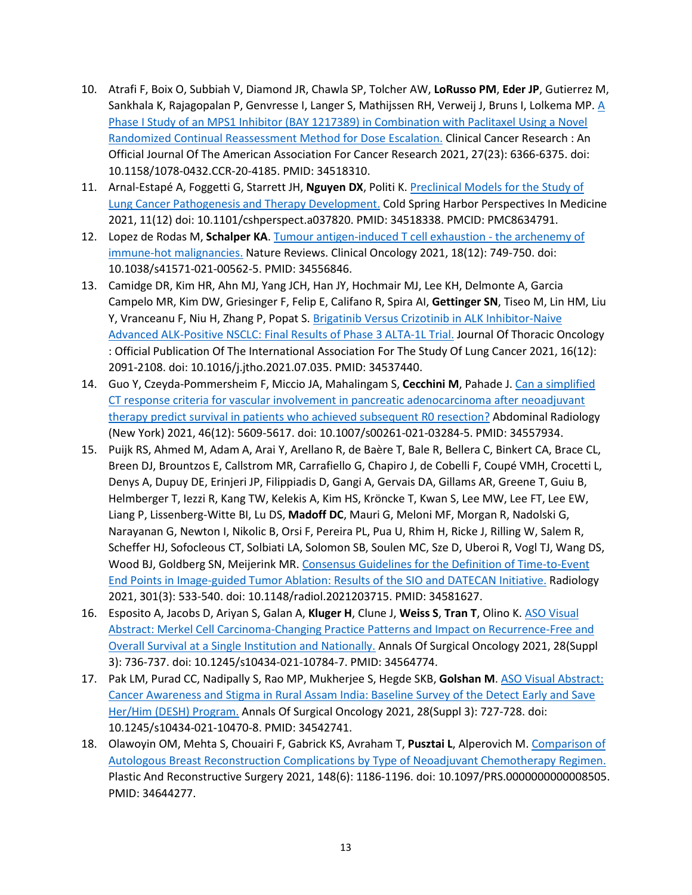10. Atrafi F, Boix O, Subbiah V, Diamond JR, Chawla SP, Tolcher AW, **LoRusso PM**, **Eder JP**, Gutierrez M, Sankhala K, Rajagopalan P, Genvresse I, Langer S, Mathijssen RH, Verweij J, Bruns I, Lolkema MP. A Phase I Study of an MPS1 Inhibitor (BAY 1217389) in Combination with Paclitaxel Using a Novel Randomized Continual Reassessment Method for Dose Escalation. Clinical Cancer Research : An Official Journal Of The American Association For Cancer Research 2021, 27(23): 6366-6375. doi: 10.1158/1078-0432.CCR-20-4185. PMID: 34518310.
11. Arnal-Estapé A, Foggetti G, Starrett JH, **Nguyen DX**, Politi K. Preclinical Models for the Study of Lung Cancer Pathogenesis and Therapy Development. Cold Spring Harbor Perspectives In Medicine 2021, 11(12) doi: 10.1101/cshperspect.a037820. PMID: 34518338. PMCID: PMC8634791.
12. Lopez de Rodas M, **Schalper KA**. Tumour antigen-induced T cell exhaustion - the archenemy of immune-hot malignancies. Nature Reviews. Clinical Oncology 2021, 18(12): 749-750. doi: 10.1038/s41571-021-00562-5. PMID: 34556846.
13. Camidge DR, Kim HR, Ahn MJ, Yang JCH, Han JY, Hochmair MJ, Lee KH, Delmonte A, Garcia Campelo MR, Kim DW, Griesinger F, Felip E, Califano R, Spira AI, **Gettinger SN**, Tiseo M, Lin HM, Liu Y, Vranceanu F, Niu H, Zhang P, Popat S. Brigatinib Versus Crizotinib in ALK Inhibitor-Naive Advanced ALK-Positive NSCLC: Final Results of Phase 3 ALTA-1L Trial. Journal Of Thoracic Oncology : Official Publication Of The International Association For The Study Of Lung Cancer 2021, 16(12): 2091-2108. doi: 10.1016/j.jtho.2021.07.035. PMID: 34537440.
14. Guo Y, Czeyda-Pommersheim F, Miccio JA, Mahalingam S, **Cecchini M**, Pahade J. Can a simplified CT response criteria for vascular involvement in pancreatic adenocarcinoma after neoadjuvant therapy predict survival in patients who achieved subsequent R0 resection? Abdominal Radiology (New York) 2021, 46(12): 5609-5617. doi: 10.1007/s00261-021-03284-5. PMID: 34557934.
15. Puijk RS, Ahmed M, Adam A, Arai Y, Arellano R, de Baère T, Bale R, Bellera C, Binkert CA, Brace CL, Breen DJ, Brountzos E, Callstrom MR, Carrafiello G, Chapiro J, de Cobelli F, Coupé VMH, Crocetti L, Denys A, Dupuy DE, Erinjeri JP, Filippiadis D, Gangi A, Gervais DA, Gillams AR, Greene T, Guiu B, Helmberger T, Iezzi R, Kang TW, Kelekis A, Kim HS, Kröncke T, Kwan S, Lee MW, Lee FT, Lee EW, Liang P, Lissenberg-Witte BI, Lu DS, **Madoff DC**, Mauri G, Meloni MF, Morgan R, Nadolski G, Narayanan G, Newton I, Nikolic B, Orsi F, Pereira PL, Pua U, Rhim H, Ricke J, Rilling W, Salem R, Scheffer HJ, Sofocleous CT, Solbiati LA, Solomon SB, Soulen MC, Sze D, Uberoi R, Vogl TJ, Wang DS, Wood BJ, Goldberg SN, Meijerink MR. Consensus Guidelines for the Definition of Time-to-Event End Points in Image-guided Tumor Ablation: Results of the SIO and DATECAN Initiative. Radiology 2021, 301(3): 533-540. doi: 10.1148/radiol.2021203715. PMID: 34581627.
16. Esposito A, Jacobs D, Ariyan S, Galan A, **Kluger H**, Clune J, **Weiss S**, **Tran T**, Olino K. ASO Visual Abstract: Merkel Cell Carcinoma-Changing Practice Patterns and Impact on Recurrence-Free and Overall Survival at a Single Institution and Nationally. Annals Of Surgical Oncology 2021, 28(Suppl 3): 736-737. doi: 10.1245/s10434-021-10784-7. PMID: 34564774.
17. Pak LM, Purad CC, Nadipally S, Rao MP, Mukherjee S, Hegde SKB, **Golshan M**. ASO Visual Abstract: Cancer Awareness and Stigma in Rural Assam India: Baseline Survey of the Detect Early and Save Her/Him (DESH) Program. Annals Of Surgical Oncology 2021, 28(Suppl 3): 727-728. doi: 10.1245/s10434-021-10470-8. PMID: 34542741.
18. Olawoyin OM, Mehta S, Chouairi F, Gabrick KS, Avraham T, **Pusztai L**, Alperovich M. Comparison of Autologous Breast Reconstruction Complications by Type of Neoadjuvant Chemotherapy Regimen. Plastic And Reconstructive Surgery 2021, 148(6): 1186-1196. doi: 10.1097/PRS.0000000000008505. PMID: 34644277.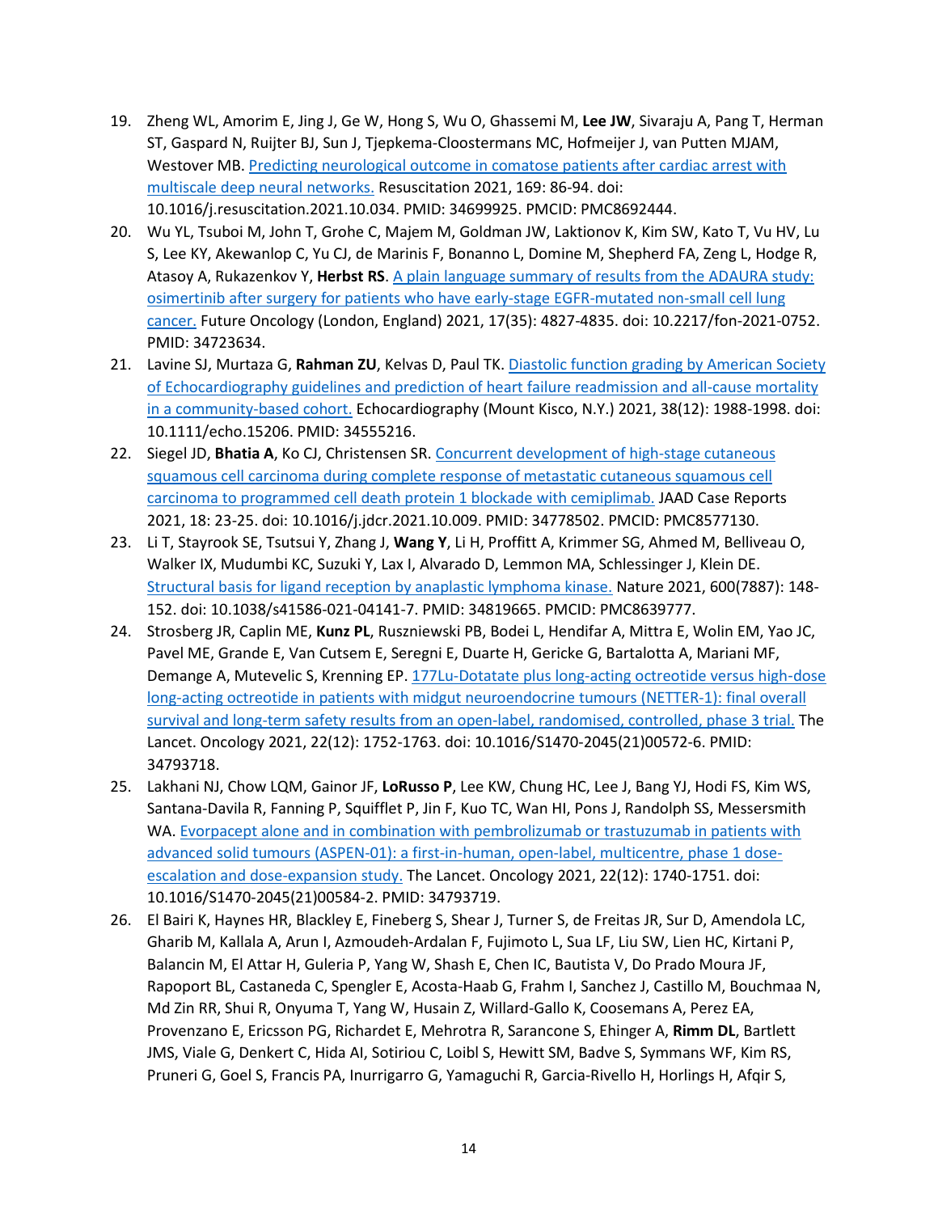19. Zheng WL, Amorim E, Jing J, Ge W, Hong S, Wu O, Ghassemi M, **Lee JW**, Sivaraju A, Pang T, Herman ST, Gaspard N, Ruijter BJ, Sun J, Tjepkema-Cloostermans MC, Hofmeijer J, van Putten MJAM, Westover MB. Predicting neurological outcome in comatose patients after cardiac arrest with multiscale deep neural networks. Resuscitation 2021, 169: 86-94. doi: 10.1016/j.resuscitation.2021.10.034. PMID: 34699925. PMCID: PMC8692444.
20. Wu YL, Tsuboi M, John T, Grohe C, Majem M, Goldman JW, Laktionov K, Kim SW, Kato T, Vu HV, Lu S, Lee KY, Akewanlop C, Yu CJ, de Marinis F, Bonanno L, Domine M, Shepherd FA, Zeng L, Hodge R, Atasoy A, Rukazenkov Y, **Herbst RS**. A plain language summary of results from the ADAURA study: osimertinib after surgery for patients who have early-stage EGFR-mutated non-small cell lung cancer. Future Oncology (London, England) 2021, 17(35): 4827-4835. doi: 10.2217/fon-2021-0752. PMID: 34723634.
21. Lavine SJ, Murtaza G, **Rahman ZU**, Kelvas D, Paul TK. Diastolic function grading by American Society of Echocardiography guidelines and prediction of heart failure readmission and all-cause mortality in a community-based cohort. Echocardiography (Mount Kisco, N.Y.) 2021, 38(12): 1988-1998. doi: 10.1111/echo.15206. PMID: 34555216.
22. Siegel JD, **Bhatia A**, Ko CJ, Christensen SR. Concurrent development of high-stage cutaneous squamous cell carcinoma during complete response of metastatic cutaneous squamous cell carcinoma to programmed cell death protein 1 blockade with cemiplimab. JAAD Case Reports 2021, 18: 23-25. doi: 10.1016/j.jdcr.2021.10.009. PMID: 34778502. PMCID: PMC8577130.
23. Li T, Stayrook SE, Tsutsui Y, Zhang J, **Wang Y**, Li H, Proffitt A, Krimmer SG, Ahmed M, Belliveau O, Walker IX, Mudumbi KC, Suzuki Y, Lax I, Alvarado D, Lemmon MA, Schlessinger J, Klein DE. Structural basis for ligand reception by anaplastic lymphoma kinase. Nature 2021, 600(7887): 148-152. doi: 10.1038/s41586-021-04141-7. PMID: 34819665. PMCID: PMC8639777.
24. Strosberg JR, Caplin ME, **Kunz PL**, Ruszniewski PB, Bodei L, Hendifar A, Mittra E, Wolin EM, Yao JC, Pavel ME, Grande E, Van Cutsem E, Seregni E, Duarte H, Gericke G, Bartalotta A, Mariani MF, Demange A, Mutevelic S, Krenning EP. 177Lu-Dotatate plus long-acting octreotide versus high-dose long-acting octreotide in patients with midgut neuroendocrine tumours (NETTER-1): final overall survival and long-term safety results from an open-label, randomised, controlled, phase 3 trial. The Lancet. Oncology 2021, 22(12): 1752-1763. doi: 10.1016/S1470-2045(21)00572-6. PMID: 34793718.
25. Lakhani NJ, Chow LQM, Gainor JF, **LoRusso P**, Lee KW, Chung HC, Lee J, Bang YJ, Hodi FS, Kim WS, Santana-Davila R, Fanning P, Squifflet P, Jin F, Kuo TC, Wan HI, Pons J, Randolph SS, Messersmith WA. Evorpacept alone and in combination with pembrolizumab or trastuzumab in patients with advanced solid tumours (ASPEN-01): a first-in-human, open-label, multicentre, phase 1 dose-escalation and dose-expansion study. The Lancet. Oncology 2021, 22(12): 1740-1751. doi: 10.1016/S1470-2045(21)00584-2. PMID: 34793719.
26. El Bairi K, Haynes HR, Blackley E, Fineberg S, Shear J, Turner S, de Freitas JR, Sur D, Amendola LC, Gharib M, Kallala A, Arun I, Azmoudeh-Ardalan F, Fujimoto L, Sua LF, Liu SW, Lien HC, Kirtani P, Balancin M, El Attar H, Guleria P, Yang W, Shash E, Chen IC, Bautista V, Do Prado Moura JF, Rapoport BL, Castaneda C, Spengler E, Acosta-Haab G, Frahm I, Sanchez J, Castillo M, Bouchmaa N, Md Zin RR, Shui R, Onyuma T, Yang W, Husain Z, Willard-Gallo K, Coosemans A, Perez EA, Provenzano E, Ericsson PG, Richardet E, Mehrotra R, Sarancone S, Ehinger A, **Rimm DL**, Bartlett JMS, Viale G, Denkert C, Hida AI, Sotiriou C, Loibl S, Hewitt SM, Badve S, Symmans WF, Kim RS, Pruneri G, Goel S, Francis PA, Inurrigarro G, Yamaguchi R, Garcia-Rivello H, Horlings H, Afqir S,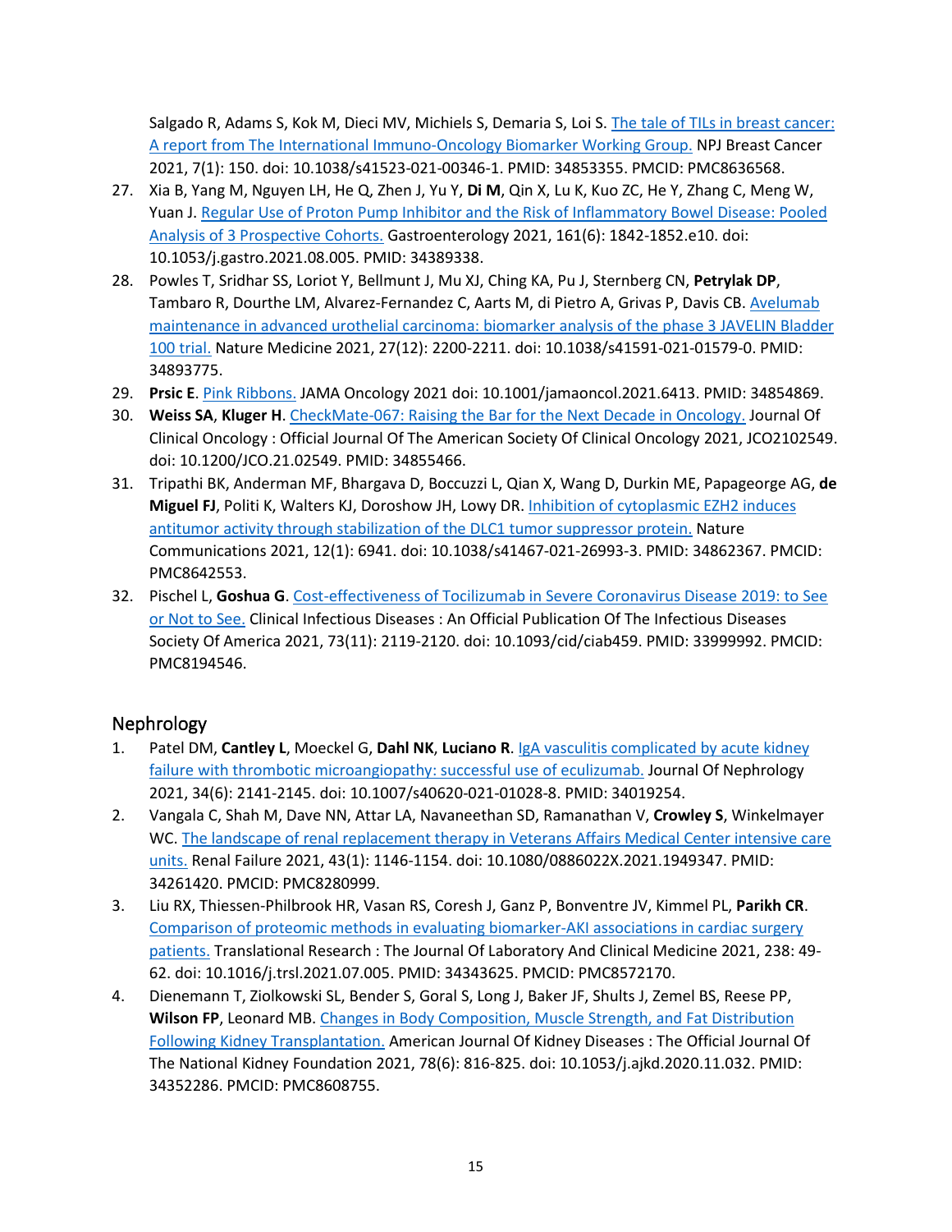Salgado R, Adams S, Kok M, Dieci MV, Michiels S, Demaria S, Loi S. The tale of TILs in breast cancer: A report from The International Immuno-Oncology Biomarker Working Group. NPJ Breast Cancer 2021, 7(1): 150. doi: 10.1038/s41523-021-00346-1. PMID: 34853355. PMCID: PMC8636568.

27. Xia B, Yang M, Nguyen LH, He Q, Zhen J, Yu Y, **Di M**, Qin X, Lu K, Kuo ZC, He Y, Zhang C, Meng W, Yuan J. Regular Use of Proton Pump Inhibitor and the Risk of Inflammatory Bowel Disease: Pooled Analysis of 3 Prospective Cohorts. Gastroenterology 2021, 161(6): 1842-1852.e10. doi: 10.1053/j.gastro.2021.08.005. PMID: 34389338.
28. Powles T, Sridhar SS, Loriot Y, Bellmunt J, Mu XJ, Ching KA, Pu J, Sternberg CN, **Petrylak DP**, Tambaro R, Dourthe LM, Alvarez-Fernandez C, Aarts M, di Pietro A, Grivas P, Davis CB. Avelumab maintenance in advanced urothelial carcinoma: biomarker analysis of the phase 3 JAVELIN Bladder 100 trial. Nature Medicine 2021, 27(12): 2200-2211. doi: 10.1038/s41591-021-01579-0. PMID: 34893775.
29. **Prsic E**. Pink Ribbons. JAMA Oncology 2021 doi: 10.1001/jamaoncol.2021.6413. PMID: 34854869.
30. **Weiss SA**, **Kluger H**. CheckMate-067: Raising the Bar for the Next Decade in Oncology. Journal Of Clinical Oncology : Official Journal Of The American Society Of Clinical Oncology 2021, JCO2102549. doi: 10.1200/JCO.21.02549. PMID: 34855466.
31. Tripathi BK, Anderman MF, Bhargava D, Boccuzzi L, Qian X, Wang D, Durkin ME, Papageorge AG, **de Miguel FJ**, Politi K, Walters KJ, Doroshow JH, Lowy DR. Inhibition of cytoplasmic EZH2 induces antitumor activity through stabilization of the DLC1 tumor suppressor protein. Nature Communications 2021, 12(1): 6941. doi: 10.1038/s41467-021-26993-3. PMID: 34862367. PMCID: PMC8642553.
32. Pischel L, **Goshua G**. Cost-effectiveness of Tocilizumab in Severe Coronavirus Disease 2019: to See or Not to See. Clinical Infectious Diseases : An Official Publication Of The Infectious Diseases Society Of America 2021, 73(11): 2119-2120. doi: 10.1093/cid/ciab459. PMID: 33999992. PMCID: PMC8194546.

## Nephrology

1. Patel DM, **Cantley L**, Moeckel G, **Dahl NK**, **Luciano R**. IgA vasculitis complicated by acute kidney failure with thrombotic microangiopathy: successful use of eculizumab. Journal Of Nephrology 2021, 34(6): 2141-2145. doi: 10.1007/s40620-021-01028-8. PMID: 34019254.
2. Vangala C, Shah M, Dave NN, Attar LA, Navaneethan SD, Ramanathan V, **Crowley S**, Winkelmayer WC. The landscape of renal replacement therapy in Veterans Affairs Medical Center intensive care units. Renal Failure 2021, 43(1): 1146-1154. doi: 10.1080/0886022X.2021.1949347. PMID: 34261420. PMCID: PMC8280999.
3. Liu RX, Thiessen-Philbrook HR, Vasan RS, Coresh J, Ganz P, Bonventre JV, Kimmel PL, **Parikh CR**. Comparison of proteomic methods in evaluating biomarker-AKI associations in cardiac surgery patients. Translational Research : The Journal Of Laboratory And Clinical Medicine 2021, 238: 49-62. doi: 10.1016/j.trsl.2021.07.005. PMID: 34343625. PMCID: PMC8572170.
4. Dienemann T, Ziolkowski SL, Bender S, Goral S, Long J, Baker JF, Shults J, Zemel BS, Reese PP, **Wilson FP**, Leonard MB. Changes in Body Composition, Muscle Strength, and Fat Distribution Following Kidney Transplantation. American Journal Of Kidney Diseases : The Official Journal Of The National Kidney Foundation 2021, 78(6): 816-825. doi: 10.1053/j.ajkd.2020.11.032. PMID: 34352286. PMCID: PMC8608755.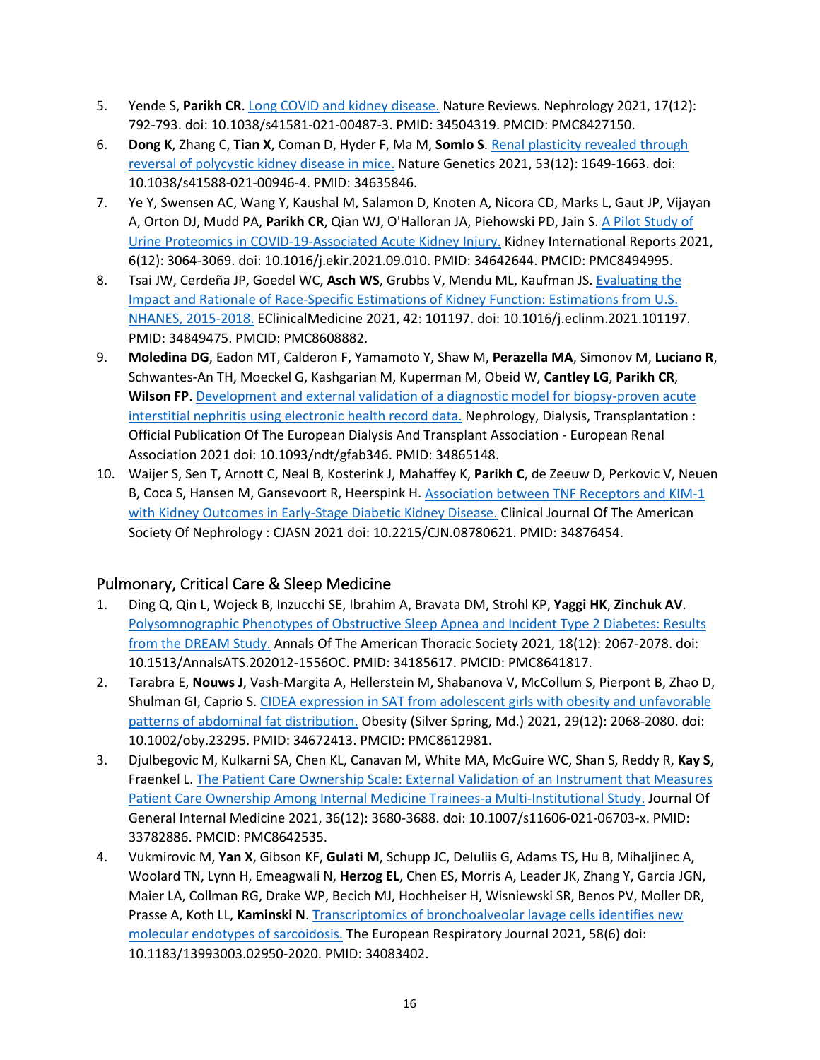5. Yende S, **Parikh CR**. [Long COVID and kidney disease.](#) Nature Reviews. Nephrology 2021, 17(12): 792-793. doi: 10.1038/s41581-021-00487-3. PMID: 34504319. PMCID: PMC8427150.
6. **Dong K**, Zhang C, **Tian X**, Coman D, Hyder F, Ma M, **Somlo S**. [Renal plasticity revealed through reversal of polycystic kidney disease in mice.](#) Nature Genetics 2021, 53(12): 1649-1663. doi: 10.1038/s41588-021-00946-4. PMID: 34635846.
7. Ye Y, Swensen AC, Wang Y, Kaushal M, Salamon D, Knoten A, Nicora CD, Marks L, Gaut JP, Vijayan A, Orton DJ, Mudd PA, **Parikh CR**, Qian WJ, O'Halloran JA, Piehowski PD, Jain S. [A Pilot Study of Urine Proteomics in COVID-19-Associated Acute Kidney Injury.](#) Kidney International Reports 2021, 6(12): 3064-3069. doi: 10.1016/j.ekir.2021.09.010. PMID: 34642644. PMCID: PMC8494995.
8. Tsai JW, Cerdeña JP, Goedel WC, **Asch WS**, Grubbs V, Mendu ML, Kaufman JS. [Evaluating the Impact and Rationale of Race-Specific Estimations of Kidney Function: Estimations from U.S. NHANES, 2015-2018.](#) EClinicalMedicine 2021, 42: 101197. doi: 10.1016/j.eclinm.2021.101197. PMID: 34849475. PMCID: PMC8608882.
9. **Moledina DG**, Eadon MT, Calderon F, Yamamoto Y, Shaw M, **Perazella MA**, Simonov M, **Luciano R**, Schwantes-An TH, Moeckel G, Kashgarian M, Kuperman M, Obeid W, **Cantley LG**, **Parikh CR**, **Wilson FP**. [Development and external validation of a diagnostic model for biopsy-proven acute interstitial nephritis using electronic health record data.](#) Nephrology, Dialysis, Transplantation : Official Publication Of The European Dialysis And Transplant Association - European Renal Association 2021 doi: 10.1093/ndt/gfab346. PMID: 34865148.
10. Waijer S, Sen T, Arnott C, Neal B, Kosterink J, Mahaffey K, **Parikh C**, de Zeeuw D, Perkovic V, Neuen B, Coca S, Hansen M, Gansevoort R, Heerspink H. [Association between TNF Receptors and KIM-1 with Kidney Outcomes in Early-Stage Diabetic Kidney Disease.](#) Clinical Journal Of The American Society Of Nephrology : CJASN 2021 doi: 10.2215/CJN.08780621. PMID: 34876454.

## Pulmonary, Critical Care & Sleep Medicine

1. Ding Q, Qin L, Wojeck B, Inzucchi SE, Ibrahim A, Bravata DM, Strohl KP, **Yaggi HK**, **Zinchuk AV**. [Polysomnographic Phenotypes of Obstructive Sleep Apnea and Incident Type 2 Diabetes: Results from the DREAM Study.](#) Annals Of The American Thoracic Society 2021, 18(12): 2067-2078. doi: 10.1513/AnnalsATS.202012-1556OC. PMID: 34185617. PMCID: PMC8641817.
2. Tarabra E, **Nouws J**, Vash-Margita A, Hellerstein M, Shabanova V, McCollum S, Pierpont B, Zhao D, Shulman GI, Caprio S. [CIDEA expression in SAT from adolescent girls with obesity and unfavorable patterns of abdominal fat distribution.](#) Obesity (Silver Spring, Md.) 2021, 29(12): 2068-2080. doi: 10.1002/oby.23295. PMID: 34672413. PMCID: PMC8612981.
3. Djulbegovic M, Kulkarni SA, Chen KL, Canavan M, White MA, McGuire WC, Shan S, Reddy R, **Kay S**, Fraenkel L. [The Patient Care Ownership Scale: External Validation of an Instrument that Measures Patient Care Ownership Among Internal Medicine Trainees-a Multi-Institutional Study.](#) Journal Of General Internal Medicine 2021, 36(12): 3680-3688. doi: 10.1007/s11606-021-06703-x. PMID: 33782886. PMCID: PMC8642535.
4. Vukmirovic M, **Yan X**, Gibson KF, **Gulati M**, Schupp JC, DeIuliis G, Adams TS, Hu B, Mihaljinec A, Woolard TN, Lynn H, Emeagwali N, **Herzog EL**, Chen ES, Morris A, Leader JK, Zhang Y, Garcia JGN, Maier LA, Collman RG, Drake WP, Becich MJ, Hochheiser H, Wisniewski SR, Benos PV, Moller DR, Prasse A, Koth LL, **Kaminski N**. [Transcriptomics of bronchoalveolar lavage cells identifies new molecular endotypes of sarcoidosis.](#) The European Respiratory Journal 2021, 58(6) doi: 10.1183/13993003.02950-2020. PMID: 34083402.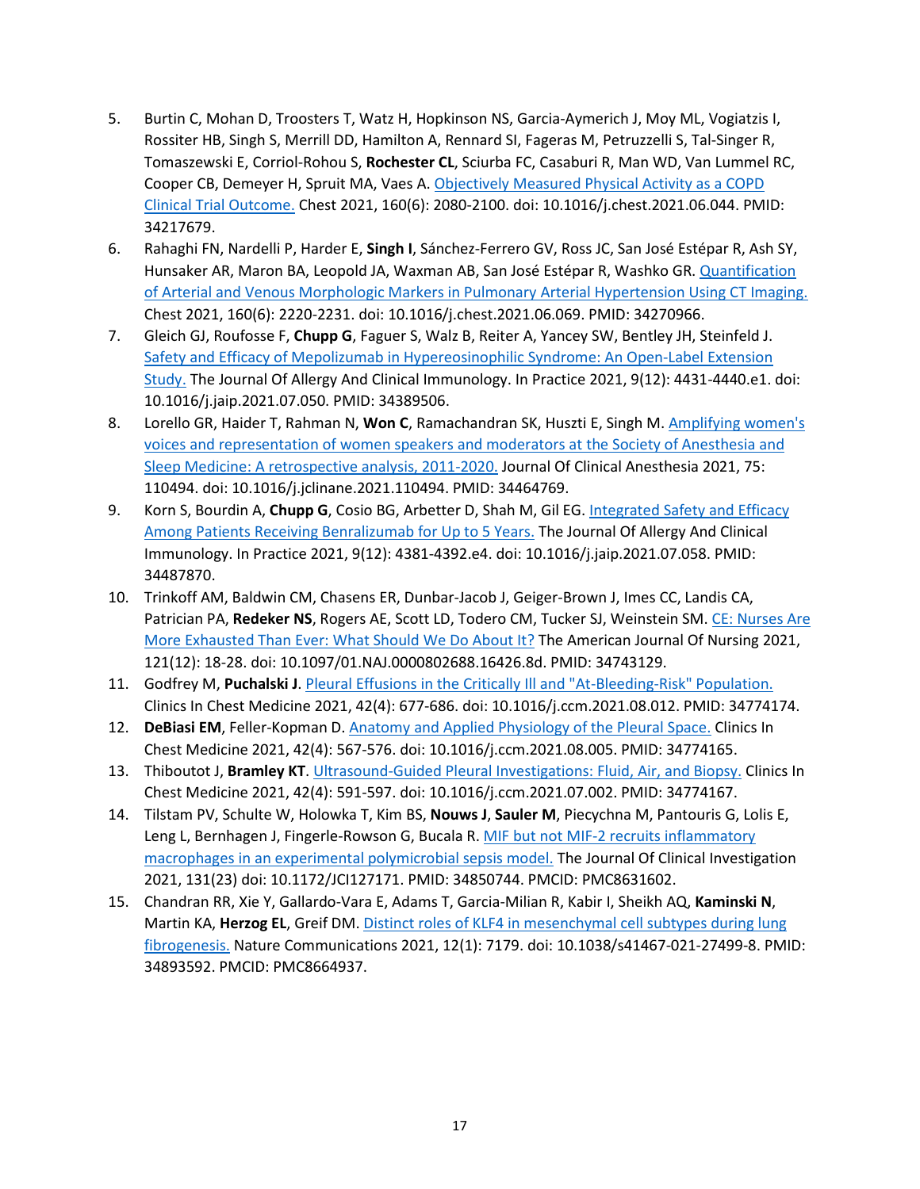5. Burtin C, Mohan D, Troosters T, Watz H, Hopkinson NS, Garcia-Aymerich J, Moy ML, Vogiatzis I, Rossiter HB, Singh S, Merrill DD, Hamilton A, Rennard SI, Fageras M, Petruzzelli S, Tal-Singer R, Tomaszewski E, Corriol-Rohou S, **Rochester CL**, Sciurba FC, Casaburi R, Man WD, Van Lummel RC, Cooper CB, Demeyer H, Spruit MA, Vaes A. Objectively Measured Physical Activity as a COPD Clinical Trial Outcome. Chest 2021, 160(6): 2080-2100. doi: 10.1016/j.chest.2021.06.044. PMID: 34217679.
6. Rahaghi FN, Nardelli P, Harder E, **Singh I**, Sánchez-Ferrero GV, Ross JC, San José Estépar R, Ash SY, Hunsaker AR, Maron BA, Leopold JA, Waxman AB, San José Estépar R, Washko GR. Quantification of Arterial and Venous Morphologic Markers in Pulmonary Arterial Hypertension Using CT Imaging. Chest 2021, 160(6): 2220-2231. doi: 10.1016/j.chest.2021.06.069. PMID: 34270966.
7. Gleich GJ, Roufosse F, **Chupp G**, Faguer S, Walz B, Reiter A, Yancey SW, Bentley JH, Steinfeld J. Safety and Efficacy of Mepolizumab in Hypereosinophilic Syndrome: An Open-Label Extension Study. The Journal Of Allergy And Clinical Immunology. In Practice 2021, 9(12): 4431-4440.e1. doi: 10.1016/j.jaip.2021.07.050. PMID: 34389506.
8. Lorello GR, Haider T, Rahman N, **Won C**, Ramachandran SK, Huszti E, Singh M. Amplifying women's voices and representation of women speakers and moderators at the Society of Anesthesia and Sleep Medicine: A retrospective analysis, 2011-2020. Journal Of Clinical Anesthesia 2021, 75: 110494. doi: 10.1016/j.jclinane.2021.110494. PMID: 34464769.
9. Korn S, Bourdin A, **Chupp G**, Cosio BG, Arbetter D, Shah M, Gil EG. Integrated Safety and Efficacy Among Patients Receiving Benralizumab for Up to 5 Years. The Journal Of Allergy And Clinical Immunology. In Practice 2021, 9(12): 4381-4392.e4. doi: 10.1016/j.jaip.2021.07.058. PMID: 34487870.
10. Trinkoff AM, Baldwin CM, Chasens ER, Dunbar-Jacob J, Geiger-Brown J, Imes CC, Landis CA, Patrician PA, **Redeker NS**, Rogers AE, Scott LD, Todero CM, Tucker SJ, Weinstein SM. CE: Nurses Are More Exhausted Than Ever: What Should We Do About It? The American Journal Of Nursing 2021, 121(12): 18-28. doi: 10.1097/01.NAJ.0000802688.16426.8d. PMID: 34743129.
11. Godfrey M, **Puchalski J**. Pleural Effusions in the Critically Ill and "At-Bleeding-Risk" Population. Clinics In Chest Medicine 2021, 42(4): 677-686. doi: 10.1016/j.ccm.2021.08.012. PMID: 34774174.
12. **DeBiasi EM**, Feller-Kopman D. Anatomy and Applied Physiology of the Pleural Space. Clinics In Chest Medicine 2021, 42(4): 567-576. doi: 10.1016/j.ccm.2021.08.005. PMID: 34774165.
13. Thiboutot J, **Bramley KT**. Ultrasound-Guided Pleural Investigations: Fluid, Air, and Biopsy. Clinics In Chest Medicine 2021, 42(4): 591-597. doi: 10.1016/j.ccm.2021.07.002. PMID: 34774167.
14. Tilstam PV, Schulte W, Holowka T, Kim BS, **Nouws J**, **Sauler M**, Piecychna M, Pantouris G, Lolis E, Leng L, Bernhagen J, Fingerle-Rowson G, Bucala R. MIF but not MIF-2 recruits inflammatory macrophages in an experimental polymicrobial sepsis model. The Journal Of Clinical Investigation 2021, 131(23) doi: 10.1172/JCI127171. PMID: 34850744. PMCID: PMC8631602.
15. Chandran RR, Xie Y, Gallardo-Vara E, Adams T, Garcia-Milian R, Kabir I, Sheikh AQ, **Kaminski N**, Martin KA, **Herzog EL**, Greif DM. Distinct roles of KLF4 in mesenchymal cell subtypes during lung fibrogenesis. Nature Communications 2021, 12(1): 7179. doi: 10.1038/s41467-021-27499-8. PMID: 34893592. PMCID: PMC8664937.